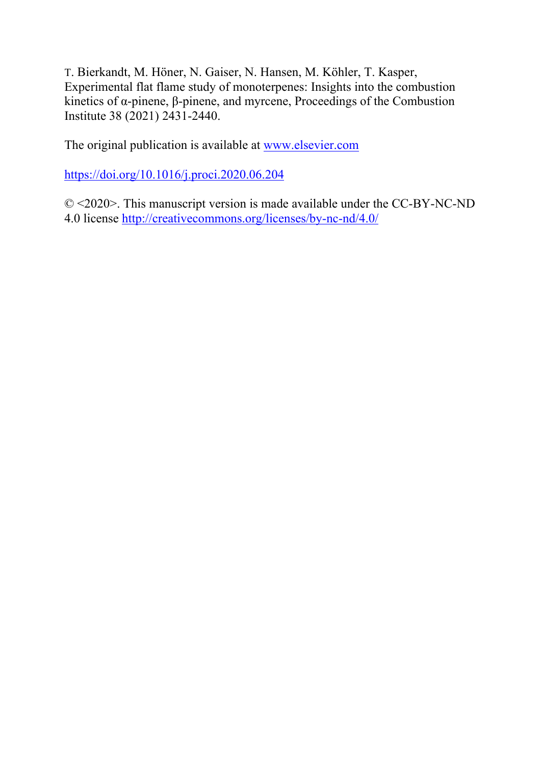T. Bierkandt, M. Höner, N. Gaiser, N. Hansen, M. Köhler, T. Kasper, Experimental flat flame study of monoterpenes: Insights into the combustion kinetics of α-pinene, β-pinene, and myrcene, Proceedings of the Combustion Institute 38 (2021) 2431-2440.

The original publication is available at [www.elsevier.com](www.elsevier.com)

[https://doi.org/10.1016/j.proci.2020.06.204](https://doi.org/10.1016/j.proci.2020.06.204)

© <2020>. This manuscript version is made available under the CC-BY-NC-ND 4.0 license [http://creativecommons.org/licenses/by-nc-nd/4.0/](http://creativecommons.org/licenses/by-nc-nd/4.0/)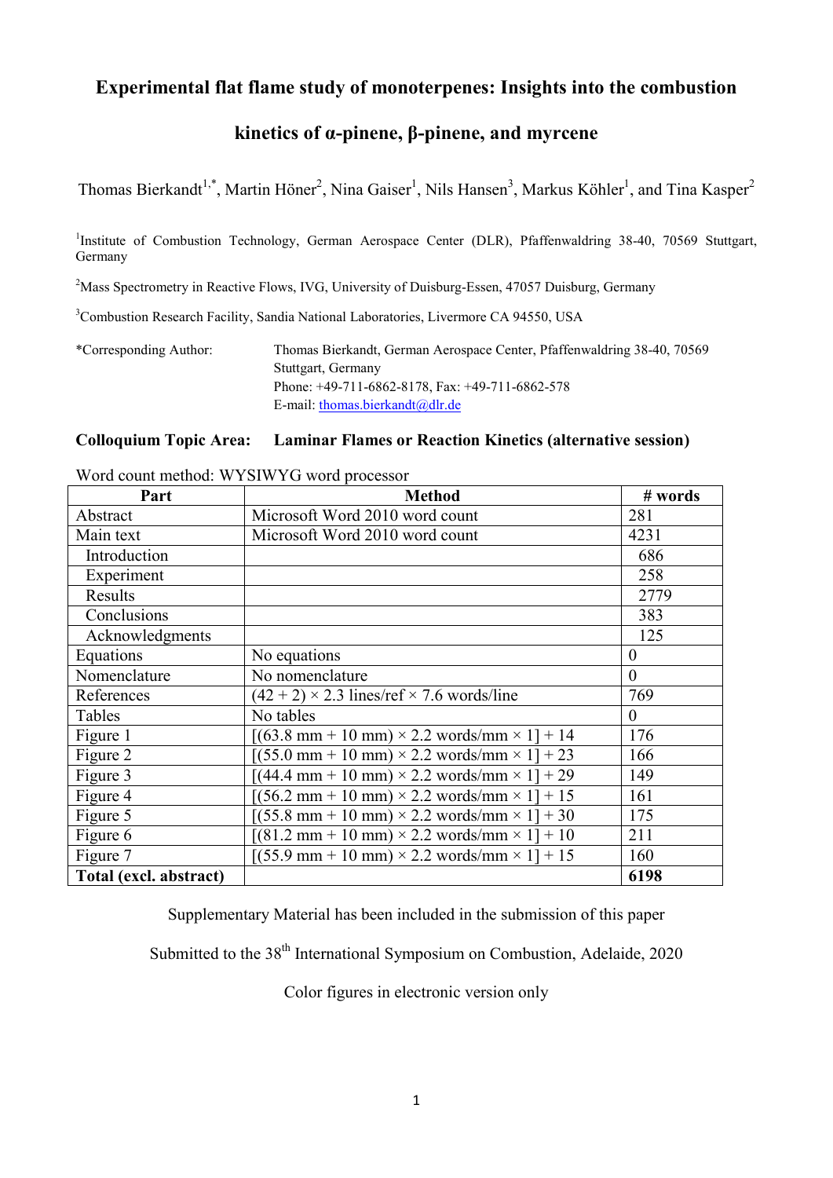# Experimental flat flame study of monoterpenes: Insights into the combustion kinetics of α-pinene, β-pinene, and myrcene

Thomas Bierkandt[1,*], Martin Höner[2], Nina Gaiser[1], Nils Hansen[3], Markus Köhler[1], and Tina Kasper[2]

[1]Institute of Combustion Technology, German Aerospace Center (DLR), Pfaffenwaldring 38-40, 70569 Stuttgart, Germany

[2]Mass Spectrometry in Reactive Flows, IVG, University of Duisburg-Essen, 47057 Duisburg, Germany

[3]Combustion Research Facility, Sandia National Laboratories, Livermore CA 94550, USA

*Corresponding Author: Thomas Bierkandt, German Aerospace Center, Pfaffenwaldring 38-40, 70569 Stuttgart, Germany
Phone: +49-711-6862-8178, Fax: +49-711-6862-578
E-mail: thomas.bierkandt@dlr.de

**Colloquium Topic Area: Laminar Flames or Reaction Kinetics (alternative session)**

Word count method: WYSIWYG word processor

| Part | Method | # words |
|---|---|---|
| Abstract | Microsoft Word 2010 word count | 281 |
| Main text | Microsoft Word 2010 word count | 4231 |
| Introduction | | 686 |
| Experiment | | 258 |
| Results | | 2779 |
| Conclusions | | 383 |
| Acknowledgments | | 125 |
| Equations | No equations | 0 |
| Nomenclature | No nomenclature | 0 |
| References | (42 + 2) × 2.3 lines/ref × 7.6 words/line | 769 |
| Tables | No tables | 0 |
| Figure 1 | [(63.8 mm + 10 mm) × 2.2 words/mm × 1] + 14 | 176 |
| Figure 2 | [(55.0 mm + 10 mm) × 2.2 words/mm × 1] + 23 | 166 |
| Figure 3 | [(44.4 mm + 10 mm) × 2.2 words/mm × 1] + 29 | 149 |
| Figure 4 | [(56.2 mm + 10 mm) × 2.2 words/mm × 1] + 15 | 161 |
| Figure 5 | [(55.8 mm + 10 mm) × 2.2 words/mm × 1] + 30 | 175 |
| Figure 6 | [(81.2 mm + 10 mm) × 2.2 words/mm × 1] + 10 | 211 |
| Figure 7 | [(55.9 mm + 10 mm) × 2.2 words/mm × 1] + 15 | 160 |
| **Total (excl. abstract)** | | **6198** |

Supplementary Material has been included in the submission of this paper

Submitted to the 38th International Symposium on Combustion, Adelaide, 2020

Color figures in electronic version only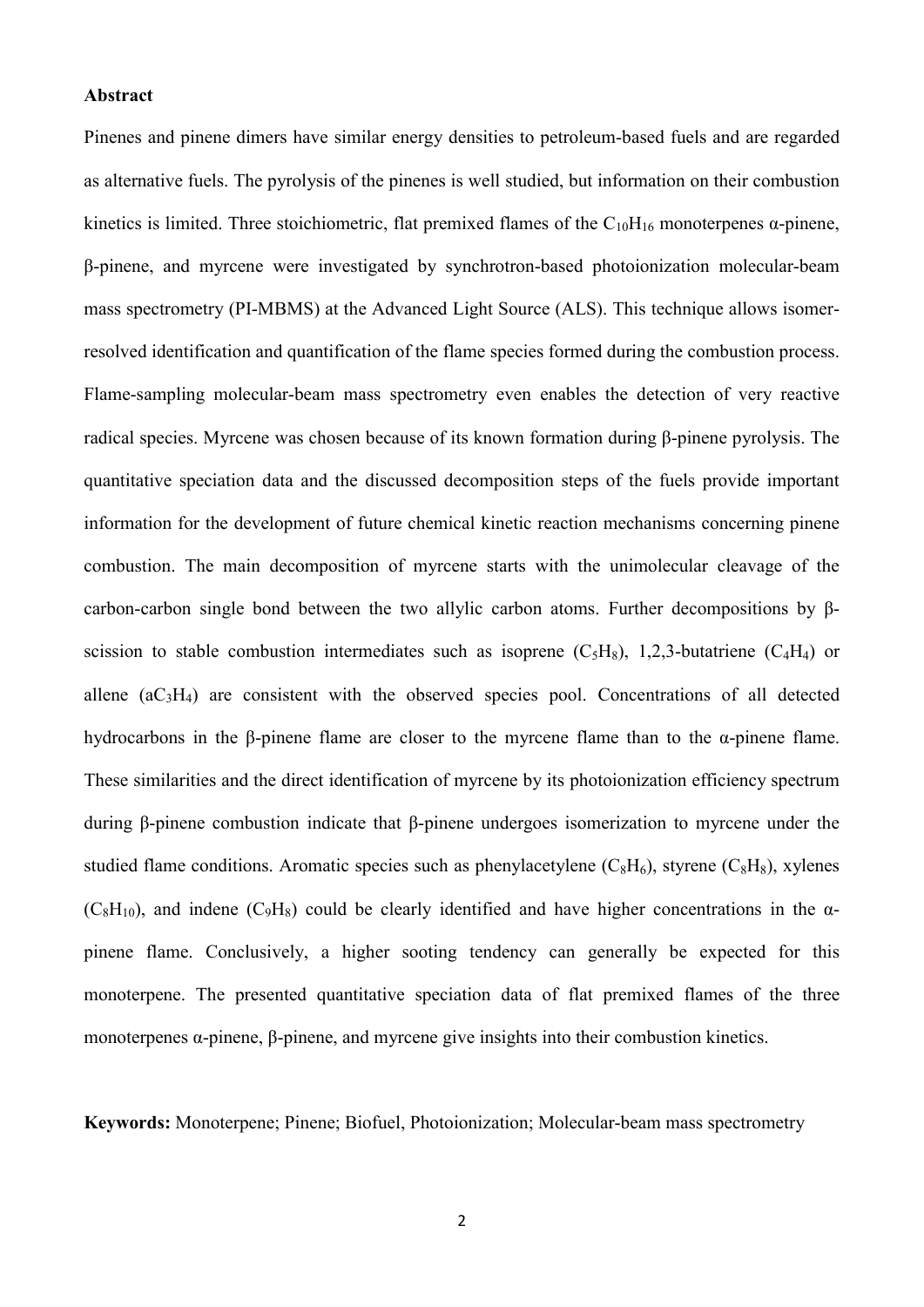**Abstract**

Pinenes and pinene dimers have similar energy densities to petroleum-based fuels and are regarded as alternative fuels. The pyrolysis of the pinenes is well studied, but information on their combustion kinetics is limited. Three stoichiometric, flat premixed flames of the $C_{10}H_{16}$ monoterpenes α-pinene, β-pinene, and myrcene were investigated by synchrotron-based photoionization molecular-beam mass spectrometry (PI-MBMS) at the Advanced Light Source (ALS). This technique allows isomer-resolved identification and quantification of the flame species formed during the combustion process. Flame-sampling molecular-beam mass spectrometry even enables the detection of very reactive radical species. Myrcene was chosen because of its known formation during β-pinene pyrolysis. The quantitative speciation data and the discussed decomposition steps of the fuels provide important information for the development of future chemical kinetic reaction mechanisms concerning pinene combustion. The main decomposition of myrcene starts with the unimolecular cleavage of the carbon-carbon single bond between the two allylic carbon atoms. Further decompositions by β-scission to stable combustion intermediates such as isoprene ($C_5H_8$), 1,2,3-butatriene ($C_4H_4$) or allene ($aC_3H_4$) are consistent with the observed species pool. Concentrations of all detected hydrocarbons in the β-pinene flame are closer to the myrcene flame than to the α-pinene flame. These similarities and the direct identification of myrcene by its photoionization efficiency spectrum during β-pinene combustion indicate that β-pinene undergoes isomerization to myrcene under the studied flame conditions. Aromatic species such as phenylacetylene ($C_8H_6$), styrene ($C_8H_8$), xylenes ($C_8H_{10}$), and indene ($C_9H_8$) could be clearly identified and have higher concentrations in the α-pinene flame. Conclusively, a higher sooting tendency can generally be expected for this monoterpene. The presented quantitative speciation data of flat premixed flames of the three monoterpenes α-pinene, β-pinene, and myrcene give insights into their combustion kinetics.

**Keywords:** Monoterpene; Pinene; Biofuel, Photoionization; Molecular-beam mass spectrometry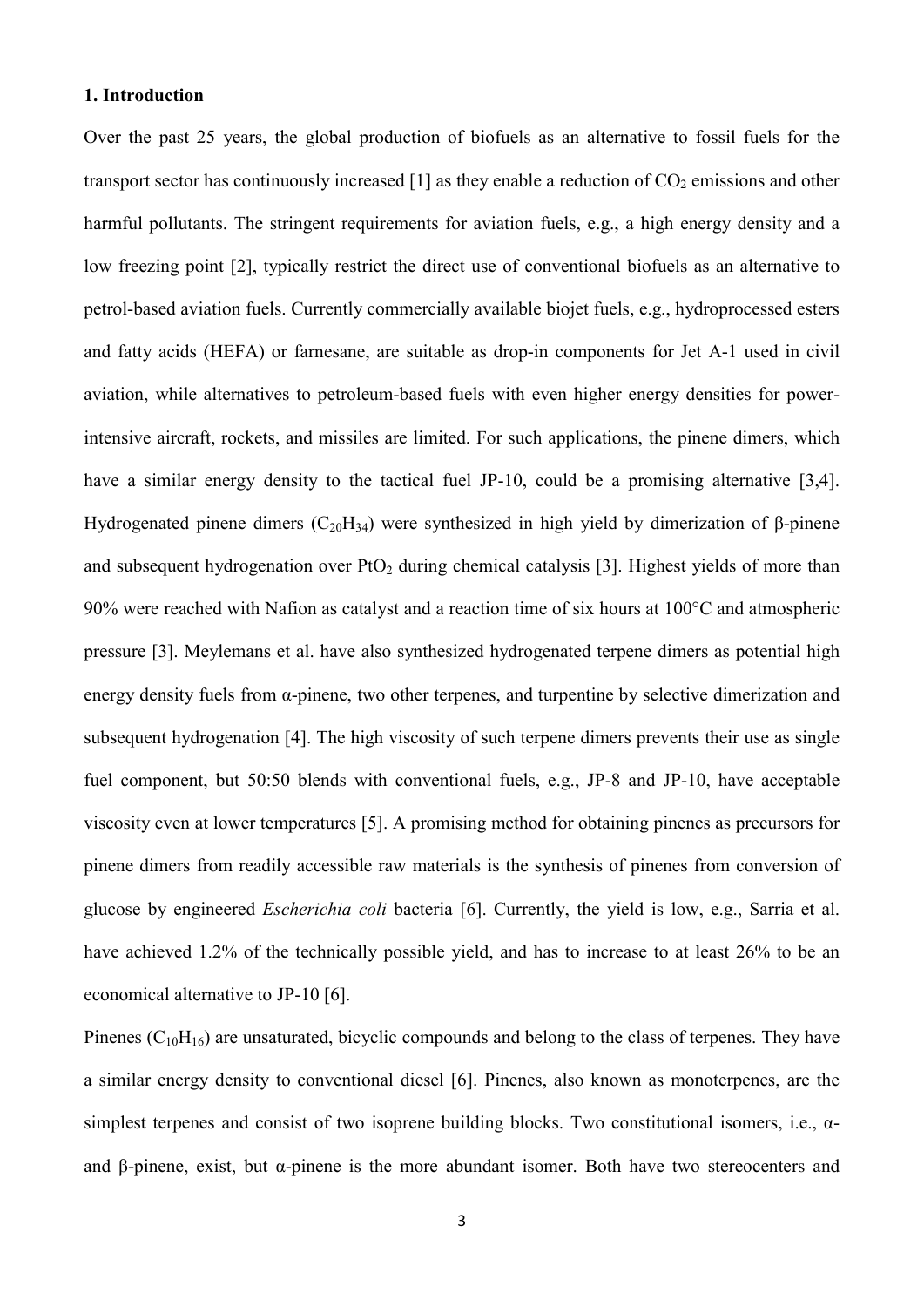## 1. Introduction

Over the past 25 years, the global production of biofuels as an alternative to fossil fuels for the transport sector has continuously increased [1] as they enable a reduction of $CO_2$ emissions and other harmful pollutants. The stringent requirements for aviation fuels, e.g., a high energy density and a low freezing point [2], typically restrict the direct use of conventional biofuels as an alternative to petrol-based aviation fuels. Currently commercially available biojet fuels, e.g., hydroprocessed esters and fatty acids (HEFA) or farnesane, are suitable as drop-in components for Jet A-1 used in civil aviation, while alternatives to petroleum-based fuels with even higher energy densities for power-intensive aircraft, rockets, and missiles are limited. For such applications, the pinene dimers, which have a similar energy density to the tactical fuel JP-10, could be a promising alternative [3,4]. Hydrogenated pinene dimers ($C_{20}H_{34}$) were synthesized in high yield by dimerization of β-pinene and subsequent hydrogenation over $PtO_2$ during chemical catalysis [3]. Highest yields of more than 90% were reached with Nafion as catalyst and a reaction time of six hours at 100°C and atmospheric pressure [3]. Meylemans et al. have also synthesized hydrogenated terpene dimers as potential high energy density fuels from α-pinene, two other terpenes, and turpentine by selective dimerization and subsequent hydrogenation [4]. The high viscosity of such terpene dimers prevents their use as single fuel component, but 50:50 blends with conventional fuels, e.g., JP-8 and JP-10, have acceptable viscosity even at lower temperatures [5]. A promising method for obtaining pinenes as precursors for pinene dimers from readily accessible raw materials is the synthesis of pinenes from conversion of glucose by engineered *Escherichia coli* bacteria [6]. Currently, the yield is low, e.g., Sarria et al. have achieved 1.2% of the technically possible yield, and has to increase to at least 26% to be an economical alternative to JP-10 [6].

Pinenes ($C_{10}H_{16}$) are unsaturated, bicyclic compounds and belong to the class of terpenes. They have a similar energy density to conventional diesel [6]. Pinenes, also known as monoterpenes, are the simplest terpenes and consist of two isoprene building blocks. Two constitutional isomers, i.e., α- and β-pinene, exist, but α-pinene is the more abundant isomer. Both have two stereocenters and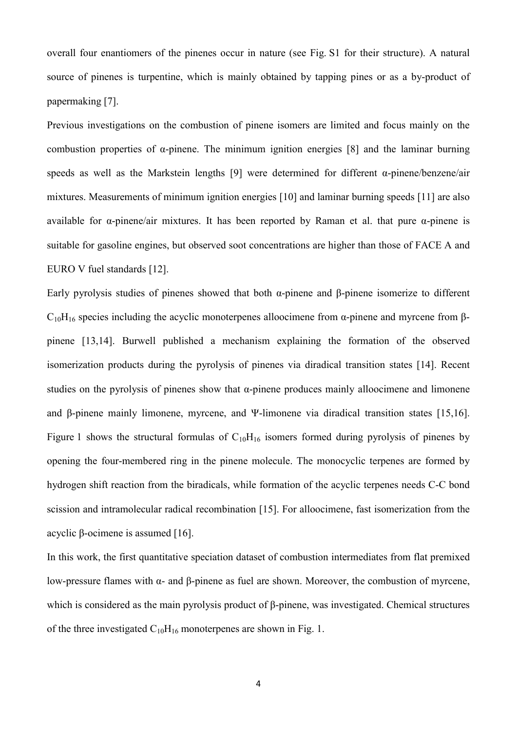overall four enantiomers of the pinenes occur in nature (see Fig. S1 for their structure). A natural source of pinenes is turpentine, which is mainly obtained by tapping pines or as a by-product of papermaking [7].

Previous investigations on the combustion of pinene isomers are limited and focus mainly on the combustion properties of α-pinene. The minimum ignition energies [8] and the laminar burning speeds as well as the Markstein lengths [9] were determined for different α-pinene/benzene/air mixtures. Measurements of minimum ignition energies [10] and laminar burning speeds [11] are also available for α-pinene/air mixtures. It has been reported by Raman et al. that pure α-pinene is suitable for gasoline engines, but observed soot concentrations are higher than those of FACE A and EURO V fuel standards [12].

Early pyrolysis studies of pinenes showed that both α-pinene and β-pinene isomerize to different $C_{10}H_{16}$ species including the acyclic monoterpenes alloocimene from α-pinene and myrcene from β-pinene [13,14]. Burwell published a mechanism explaining the formation of the observed isomerization products during the pyrolysis of pinenes via diradical transition states [14]. Recent studies on the pyrolysis of pinenes show that α-pinene produces mainly alloocimene and limonene and β-pinene mainly limonene, myrcene, and Ψ-limonene via diradical transition states [15,16]. Figure 1 shows the structural formulas of $C_{10}H_{16}$ isomers formed during pyrolysis of pinenes by opening the four-membered ring in the pinene molecule. The monocyclic terpenes are formed by hydrogen shift reaction from the biradicals, while formation of the acyclic terpenes needs C-C bond scission and intramolecular radical recombination [15]. For alloocimene, fast isomerization from the acyclic β-ocimene is assumed [16].

In this work, the first quantitative speciation dataset of combustion intermediates from flat premixed low-pressure flames with α- and β-pinene as fuel are shown. Moreover, the combustion of myrcene, which is considered as the main pyrolysis product of β-pinene, was investigated. Chemical structures of the three investigated $C_{10}H_{16}$ monoterpenes are shown in Fig. 1.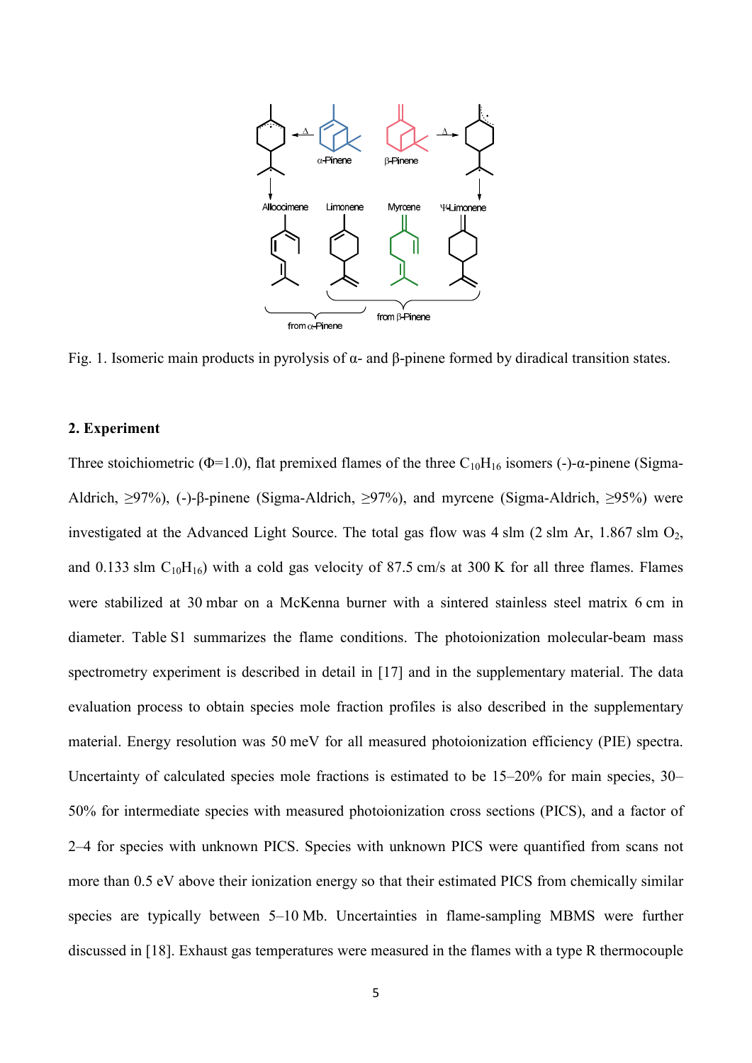Fig. 1. Isomeric main products in pyrolysis of α- and β-pinene formed by diradical transition states.

## 2. Experiment

Three stoichiometric (Φ=1.0), flat premixed flames of the three $C_{10}H_{16}$ isomers (-)-α-pinene (Sigma-Aldrich, ≥97%), (-)-β-pinene (Sigma-Aldrich, ≥97%), and myrcene (Sigma-Aldrich, ≥95%) were investigated at the Advanced Light Source. The total gas flow was 4 slm (2 slm Ar, 1.867 slm $O_2$, and 0.133 slm $C_{10}H_{16}$) with a cold gas velocity of 87.5 cm/s at 300 K for all three flames. Flames were stabilized at 30 mbar on a McKenna burner with a sintered stainless steel matrix 6 cm in diameter. Table S1 summarizes the flame conditions. The photoionization molecular-beam mass spectrometry experiment is described in detail in [17] and in the supplementary material. The data evaluation process to obtain species mole fraction profiles is also described in the supplementary material. Energy resolution was 50 meV for all measured photoionization efficiency (PIE) spectra. Uncertainty of calculated species mole fractions is estimated to be 15–20% for main species, 30–50% for intermediate species with measured photoionization cross sections (PICS), and a factor of 2–4 for species with unknown PICS. Species with unknown PICS were quantified from scans not more than 0.5 eV above their ionization energy so that their estimated PICS from chemically similar species are typically between 5–10 Mb. Uncertainties in flame-sampling MBMS were further discussed in [18]. Exhaust gas temperatures were measured in the flames with a type R thermocouple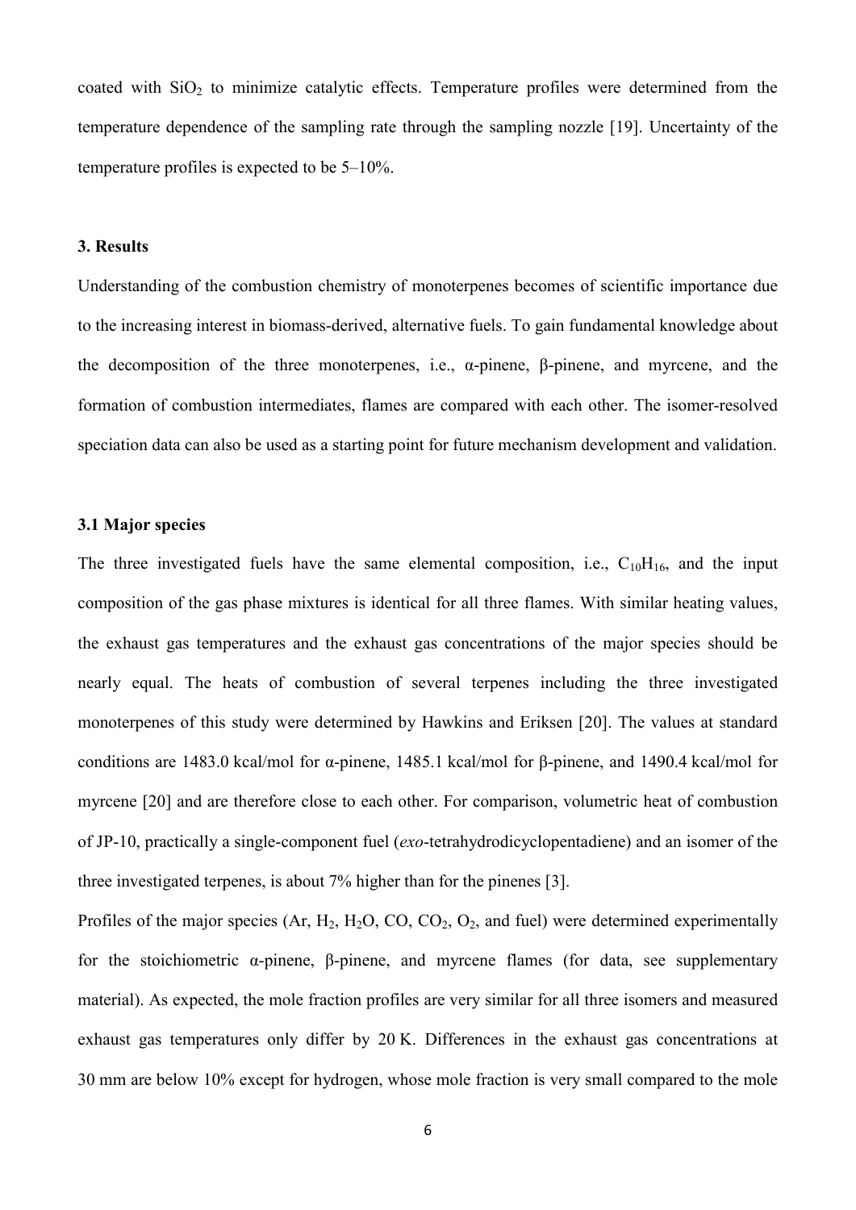coated with $SiO_2$ to minimize catalytic effects. Temperature profiles were determined from the temperature dependence of the sampling rate through the sampling nozzle [19]. Uncertainty of the temperature profiles is expected to be 5–10%.

## 3. Results

Understanding of the combustion chemistry of monoterpenes becomes of scientific importance due to the increasing interest in biomass-derived, alternative fuels. To gain fundamental knowledge about the decomposition of the three monoterpenes, i.e., α-pinene, β-pinene, and myrcene, and the formation of combustion intermediates, flames are compared with each other. The isomer-resolved speciation data can also be used as a starting point for future mechanism development and validation.

### 3.1 Major species

The three investigated fuels have the same elemental composition, i.e., $C_{10}H_{16}$, and the input composition of the gas phase mixtures is identical for all three flames. With similar heating values, the exhaust gas temperatures and the exhaust gas concentrations of the major species should be nearly equal. The heats of combustion of several terpenes including the three investigated monoterpenes of this study were determined by Hawkins and Eriksen [20]. The values at standard conditions are 1483.0 kcal/mol for α-pinene, 1485.1 kcal/mol for β-pinene, and 1490.4 kcal/mol for myrcene [20] and are therefore close to each other. For comparison, volumetric heat of combustion of JP-10, practically a single-component fuel (*exo*-tetrahydrodicyclopentadiene) and an isomer of the three investigated terpenes, is about 7% higher than for the pinenes [3].

Profiles of the major species (Ar, $H_2$, $H_2O$, CO, $CO_2$, $O_2$, and fuel) were determined experimentally for the stoichiometric α-pinene, β-pinene, and myrcene flames (for data, see supplementary material). As expected, the mole fraction profiles are very similar for all three isomers and measured exhaust gas temperatures only differ by 20 K. Differences in the exhaust gas concentrations at 30 mm are below 10% except for hydrogen, whose mole fraction is very small compared to the mole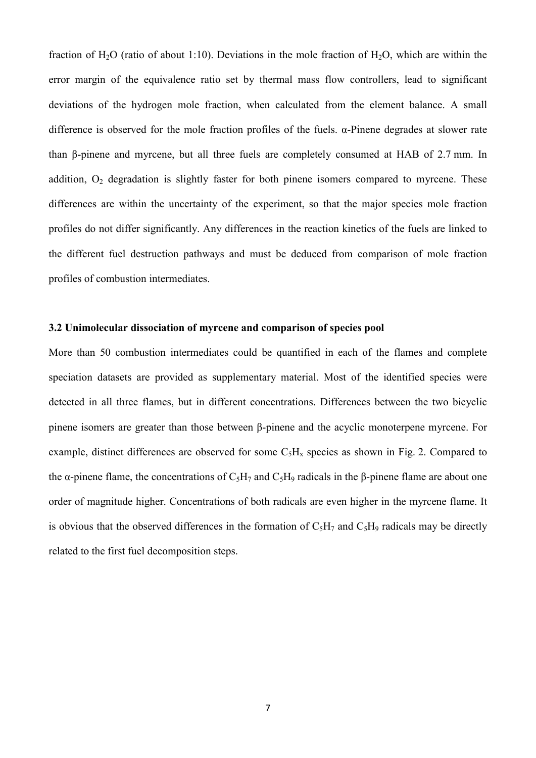fraction of $H_2O$ (ratio of about 1:10). Deviations in the mole fraction of $H_2O$, which are within the error margin of the equivalence ratio set by thermal mass flow controllers, lead to significant deviations of the hydrogen mole fraction, when calculated from the element balance. A small difference is observed for the mole fraction profiles of the fuels. α-Pinene degrades at slower rate than β-pinene and myrcene, but all three fuels are completely consumed at HAB of 2.7 mm. In addition, $O_2$ degradation is slightly faster for both pinene isomers compared to myrcene. These differences are within the uncertainty of the experiment, so that the major species mole fraction profiles do not differ significantly. Any differences in the reaction kinetics of the fuels are linked to the different fuel destruction pathways and must be deduced from comparison of mole fraction profiles of combustion intermediates.

### 3.2 Unimolecular dissociation of myrcene and comparison of species pool

More than 50 combustion intermediates could be quantified in each of the flames and complete speciation datasets are provided as supplementary material. Most of the identified species were detected in all three flames, but in different concentrations. Differences between the two bicyclic pinene isomers are greater than those between β-pinene and the acyclic monoterpene myrcene. For example, distinct differences are observed for some $C_5H_x$ species as shown in Fig. 2. Compared to the α-pinene flame, the concentrations of $C_5H_7$ and $C_5H_9$ radicals in the β-pinene flame are about one order of magnitude higher. Concentrations of both radicals are even higher in the myrcene flame. It is obvious that the observed differences in the formation of $C_5H_7$ and $C_5H_9$ radicals may be directly related to the first fuel decomposition steps.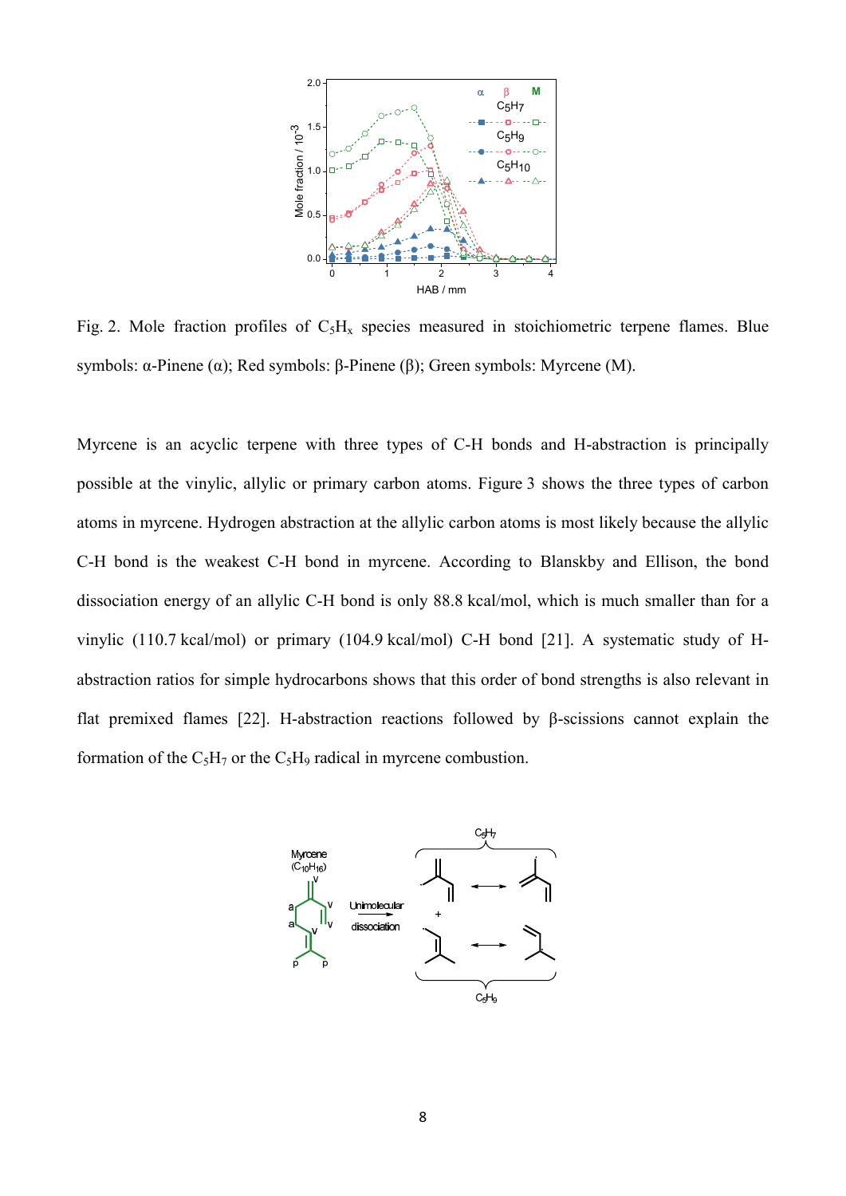Fig. 2. Mole fraction profiles of $C_5H_x$ species measured in stoichiometric terpene flames. Blue symbols: α-Pinene (α); Red symbols: β-Pinene (β); Green symbols: Myrcene (M).

Myrcene is an acyclic terpene with three types of C-H bonds and H-abstraction is principally possible at the vinylic, allylic or primary carbon atoms. Figure 3 shows the three types of carbon atoms in myrcene. Hydrogen abstraction at the allylic carbon atoms is most likely because the allylic C-H bond is the weakest C-H bond in myrcene. According to Blanskby and Ellison, the bond dissociation energy of an allylic C-H bond is only 88.8 kcal/mol, which is much smaller than for a vinylic (110.7 kcal/mol) or primary (104.9 kcal/mol) C-H bond [21]. A systematic study of H-abstraction ratios for simple hydrocarbons shows that this order of bond strengths is also relevant in flat premixed flames [22]. H-abstraction reactions followed by β-scissions cannot explain the formation of the $C_5H_7$ or the $C_5H_9$ radical in myrcene combustion.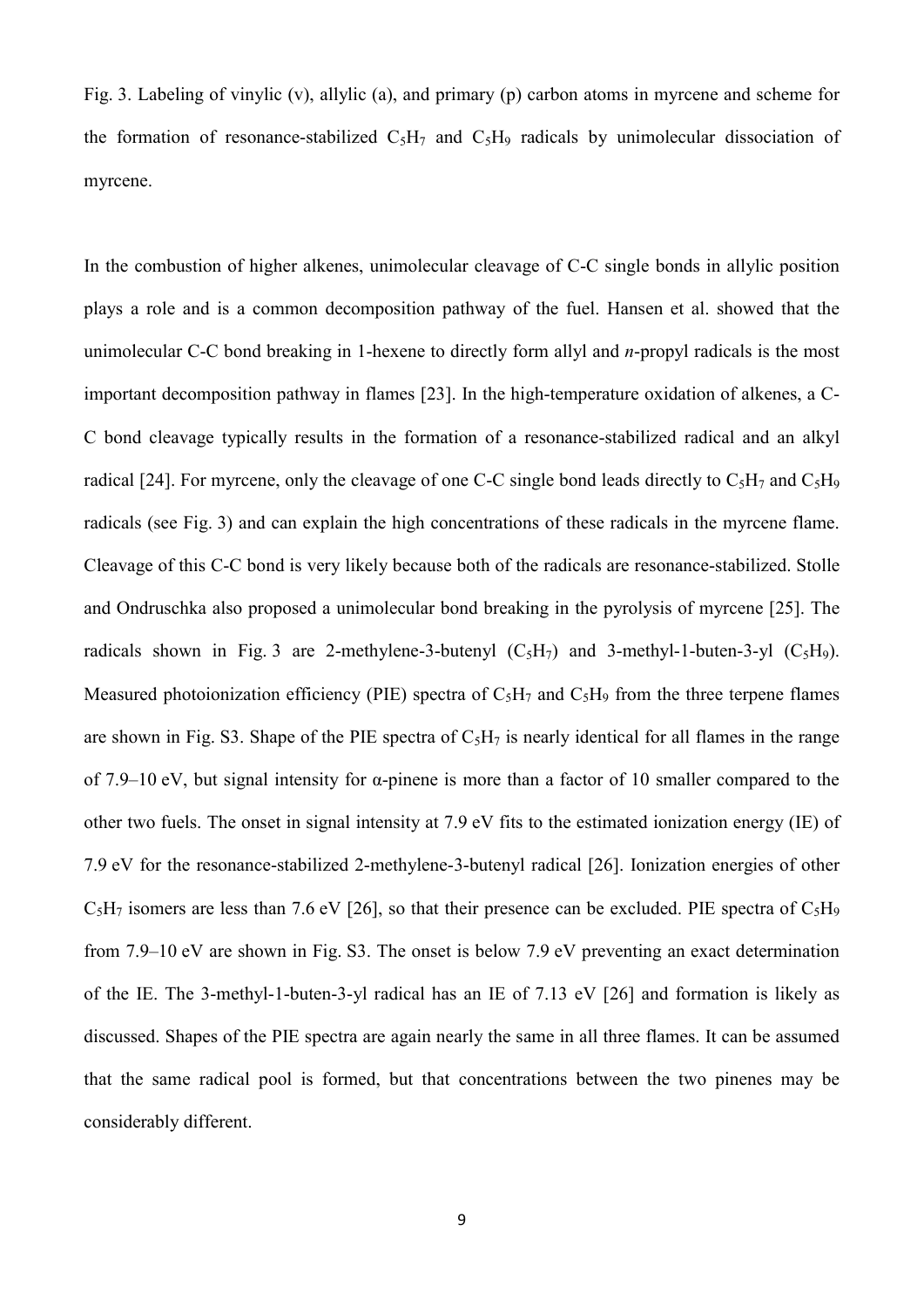Fig. 3. Labeling of vinylic (v), allylic (a), and primary (p) carbon atoms in myrcene and scheme for the formation of resonance-stabilized $C_5H_7$ and $C_5H_9$ radicals by unimolecular dissociation of myrcene.

In the combustion of higher alkenes, unimolecular cleavage of C-C single bonds in allylic position plays a role and is a common decomposition pathway of the fuel. Hansen et al. showed that the unimolecular C-C bond breaking in 1-hexene to directly form allyl and *n*-propyl radicals is the most important decomposition pathway in flames [23]. In the high-temperature oxidation of alkenes, a C-C bond cleavage typically results in the formation of a resonance-stabilized radical and an alkyl radical [24]. For myrcene, only the cleavage of one C-C single bond leads directly to $C_5H_7$ and $C_5H_9$ radicals (see Fig. 3) and can explain the high concentrations of these radicals in the myrcene flame. Cleavage of this C-C bond is very likely because both of the radicals are resonance-stabilized. Stolle and Ondruschka also proposed a unimolecular bond breaking in the pyrolysis of myrcene [25]. The radicals shown in Fig. 3 are 2-methylene-3-butenyl ($C_5H_7$) and 3-methyl-1-buten-3-yl ($C_5H_9$). Measured photoionization efficiency (PIE) spectra of $C_5H_7$ and $C_5H_9$ from the three terpene flames are shown in Fig. S3. Shape of the PIE spectra of $C_5H_7$ is nearly identical for all flames in the range of 7.9–10 eV, but signal intensity for α-pinene is more than a factor of 10 smaller compared to the other two fuels. The onset in signal intensity at 7.9 eV fits to the estimated ionization energy (IE) of 7.9 eV for the resonance-stabilized 2-methylene-3-butenyl radical [26]. Ionization energies of other $C_5H_7$ isomers are less than 7.6 eV [26], so that their presence can be excluded. PIE spectra of $C_5H_9$ from 7.9–10 eV are shown in Fig. S3. The onset is below 7.9 eV preventing an exact determination of the IE. The 3-methyl-1-buten-3-yl radical has an IE of 7.13 eV [26] and formation is likely as discussed. Shapes of the PIE spectra are again nearly the same in all three flames. It can be assumed that the same radical pool is formed, but that concentrations between the two pinenes may be considerably different.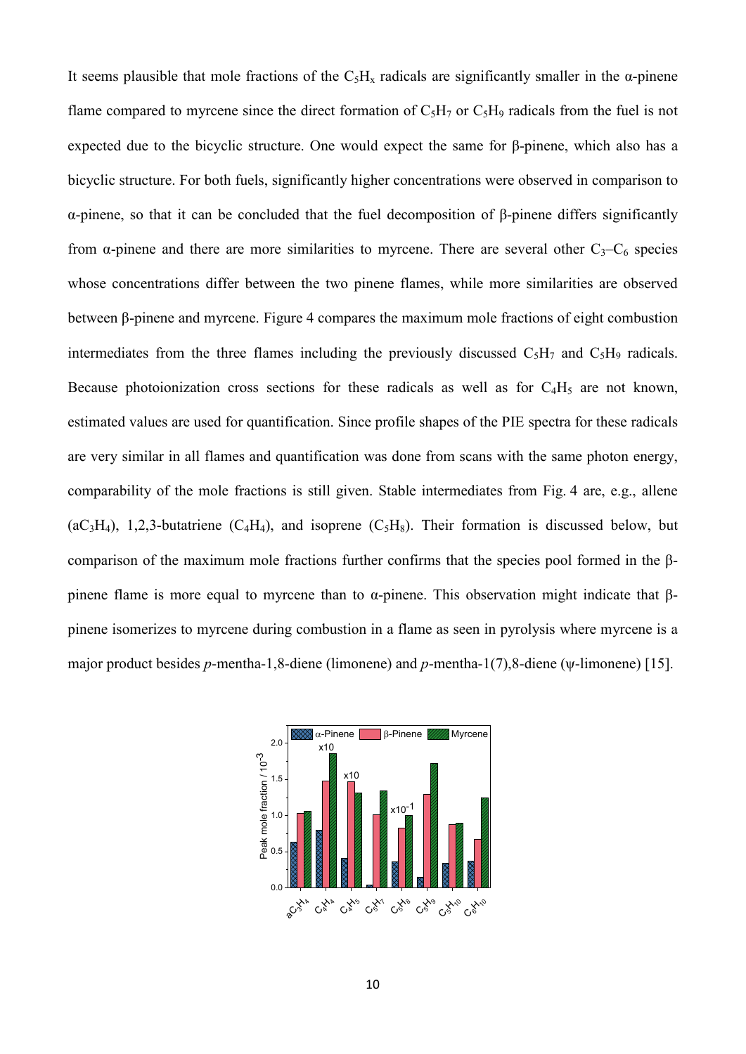It seems plausible that mole fractions of the $C_5H_x$ radicals are significantly smaller in the α-pinene flame compared to myrcene since the direct formation of $C_5H_7$ or $C_5H_9$ radicals from the fuel is not expected due to the bicyclic structure. One would expect the same for β-pinene, which also has a bicyclic structure. For both fuels, significantly higher concentrations were observed in comparison to α-pinene, so that it can be concluded that the fuel decomposition of β-pinene differs significantly from α-pinene and there are more similarities to myrcene. There are several other $C_3$–$C_6$ species whose concentrations differ between the two pinene flames, while more similarities are observed between β-pinene and myrcene. Figure 4 compares the maximum mole fractions of eight combustion intermediates from the three flames including the previously discussed $C_5H_7$ and $C_5H_9$ radicals. Because photoionization cross sections for these radicals as well as for $C_4H_5$ are not known, estimated values are used for quantification. Since profile shapes of the PIE spectra for these radicals are very similar in all flames and quantification was done from scans with the same photon energy, comparability of the mole fractions is still given. Stable intermediates from Fig. 4 are, e.g., allene ($aC_3H_4$), 1,2,3-butatriene ($C_4H_4$), and isoprene ($C_5H_8$). Their formation is discussed below, but comparison of the maximum mole fractions further confirms that the species pool formed in the β-pinene flame is more equal to myrcene than to α-pinene. This observation might indicate that β-pinene isomerizes to myrcene during combustion in a flame as seen in pyrolysis where myrcene is a major product besides *p*-mentha-1,8-diene (limonene) and *p*-mentha-1(7),8-diene (ψ-limonene) [15].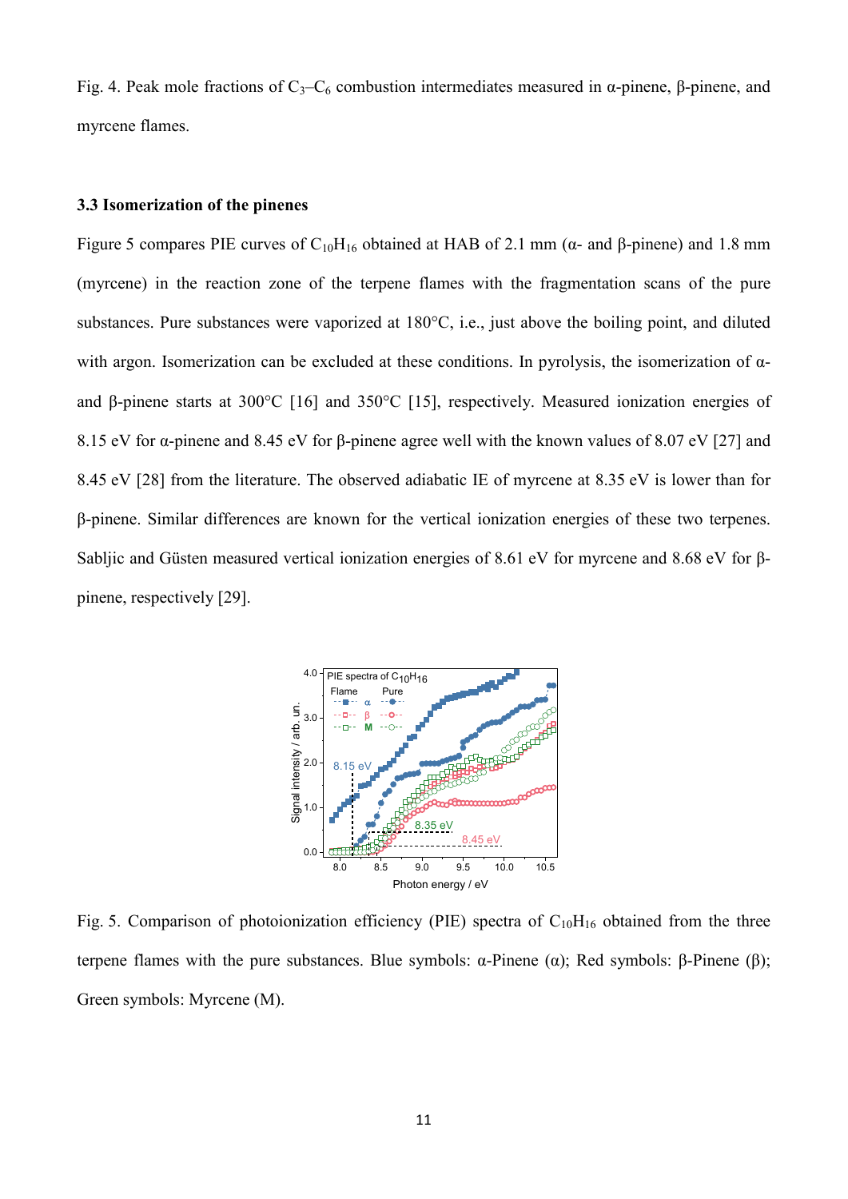Fig. 4. Peak mole fractions of $C_3$–$C_6$ combustion intermediates measured in α-pinene, β-pinene, and myrcene flames.

### 3.3 Isomerization of the pinenes

Figure 5 compares PIE curves of $C_{10}H_{16}$ obtained at HAB of 2.1 mm (α- and β-pinene) and 1.8 mm (myrcene) in the reaction zone of the terpene flames with the fragmentation scans of the pure substances. Pure substances were vaporized at 180°C, i.e., just above the boiling point, and diluted with argon. Isomerization can be excluded at these conditions. In pyrolysis, the isomerization of α- and β-pinene starts at 300°C [16] and 350°C [15], respectively. Measured ionization energies of 8.15 eV for α-pinene and 8.45 eV for β-pinene agree well with the known values of 8.07 eV [27] and 8.45 eV [28] from the literature. The observed adiabatic IE of myrcene at 8.35 eV is lower than for β-pinene. Similar differences are known for the vertical ionization energies of these two terpenes. Sabljic and Güsten measured vertical ionization energies of 8.61 eV for myrcene and 8.68 eV for β-pinene, respectively [29].

Fig. 5. Comparison of photoionization efficiency (PIE) spectra of $C_{10}H_{16}$ obtained from the three terpene flames with the pure substances. Blue symbols: α-Pinene (α); Red symbols: β-Pinene (β); Green symbols: Myrcene (M).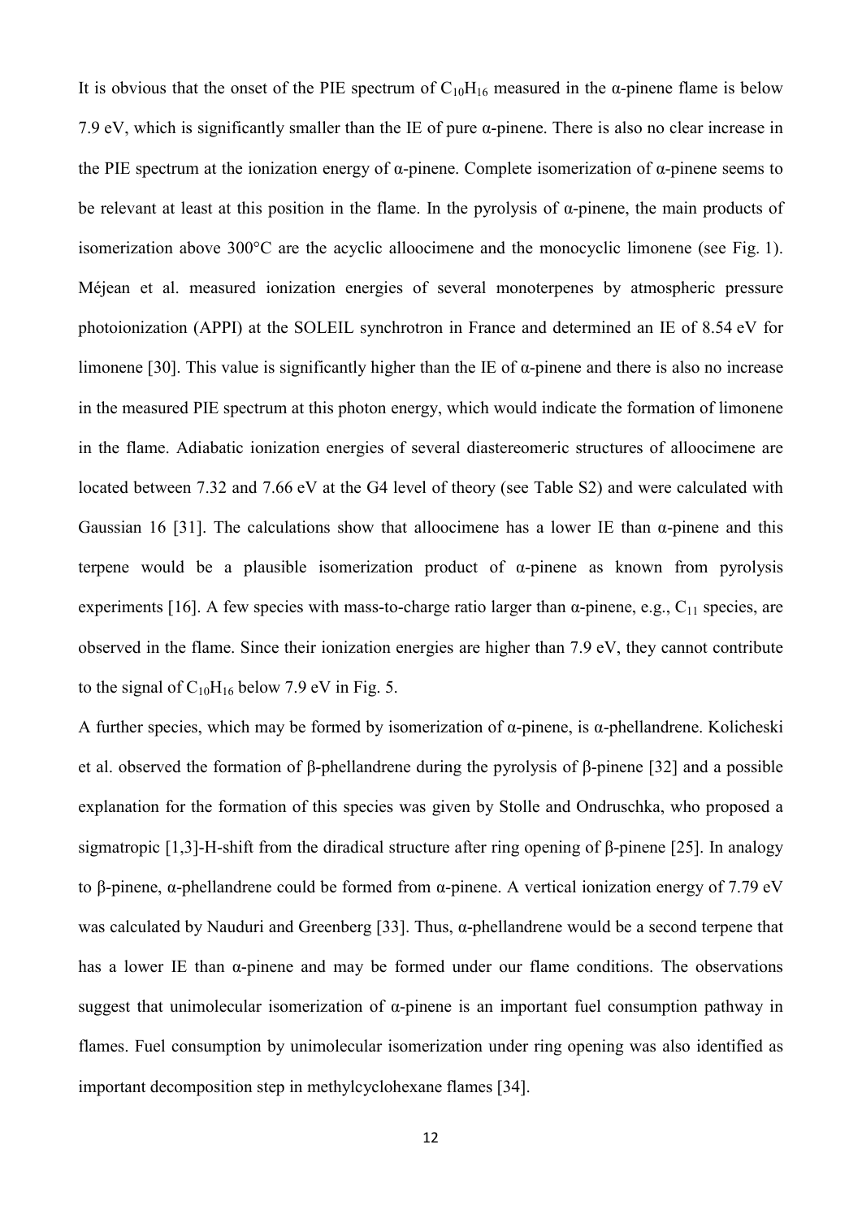It is obvious that the onset of the PIE spectrum of $C_{10}H_{16}$ measured in the α-pinene flame is below 7.9 eV, which is significantly smaller than the IE of pure α-pinene. There is also no clear increase in the PIE spectrum at the ionization energy of α-pinene. Complete isomerization of α-pinene seems to be relevant at least at this position in the flame. In the pyrolysis of α-pinene, the main products of isomerization above 300°C are the acyclic alloocimene and the monocyclic limonene (see Fig. 1). Méjean et al. measured ionization energies of several monoterpenes by atmospheric pressure photoionization (APPI) at the SOLEIL synchrotron in France and determined an IE of 8.54 eV for limonene [30]. This value is significantly higher than the IE of α-pinene and there is also no increase in the measured PIE spectrum at this photon energy, which would indicate the formation of limonene in the flame. Adiabatic ionization energies of several diastereomeric structures of alloocimene are located between 7.32 and 7.66 eV at the G4 level of theory (see Table S2) and were calculated with Gaussian 16 [31]. The calculations show that alloocimene has a lower IE than α-pinene and this terpene would be a plausible isomerization product of α-pinene as known from pyrolysis experiments [16]. A few species with mass-to-charge ratio larger than α-pinene, e.g., $C_{11}$ species, are observed in the flame. Since their ionization energies are higher than 7.9 eV, they cannot contribute to the signal of $C_{10}H_{16}$ below 7.9 eV in Fig. 5.

A further species, which may be formed by isomerization of α-pinene, is α-phellandrene. Kolicheski et al. observed the formation of β-phellandrene during the pyrolysis of β-pinene [32] and a possible explanation for the formation of this species was given by Stolle and Ondruschka, who proposed a sigmatropic [1,3]-H-shift from the diradical structure after ring opening of β-pinene [25]. In analogy to β-pinene, α-phellandrene could be formed from α-pinene. A vertical ionization energy of 7.79 eV was calculated by Nauduri and Greenberg [33]. Thus, α-phellandrene would be a second terpene that has a lower IE than α-pinene and may be formed under our flame conditions. The observations suggest that unimolecular isomerization of α-pinene is an important fuel consumption pathway in flames. Fuel consumption by unimolecular isomerization under ring opening was also identified as important decomposition step in methylcyclohexane flames [34].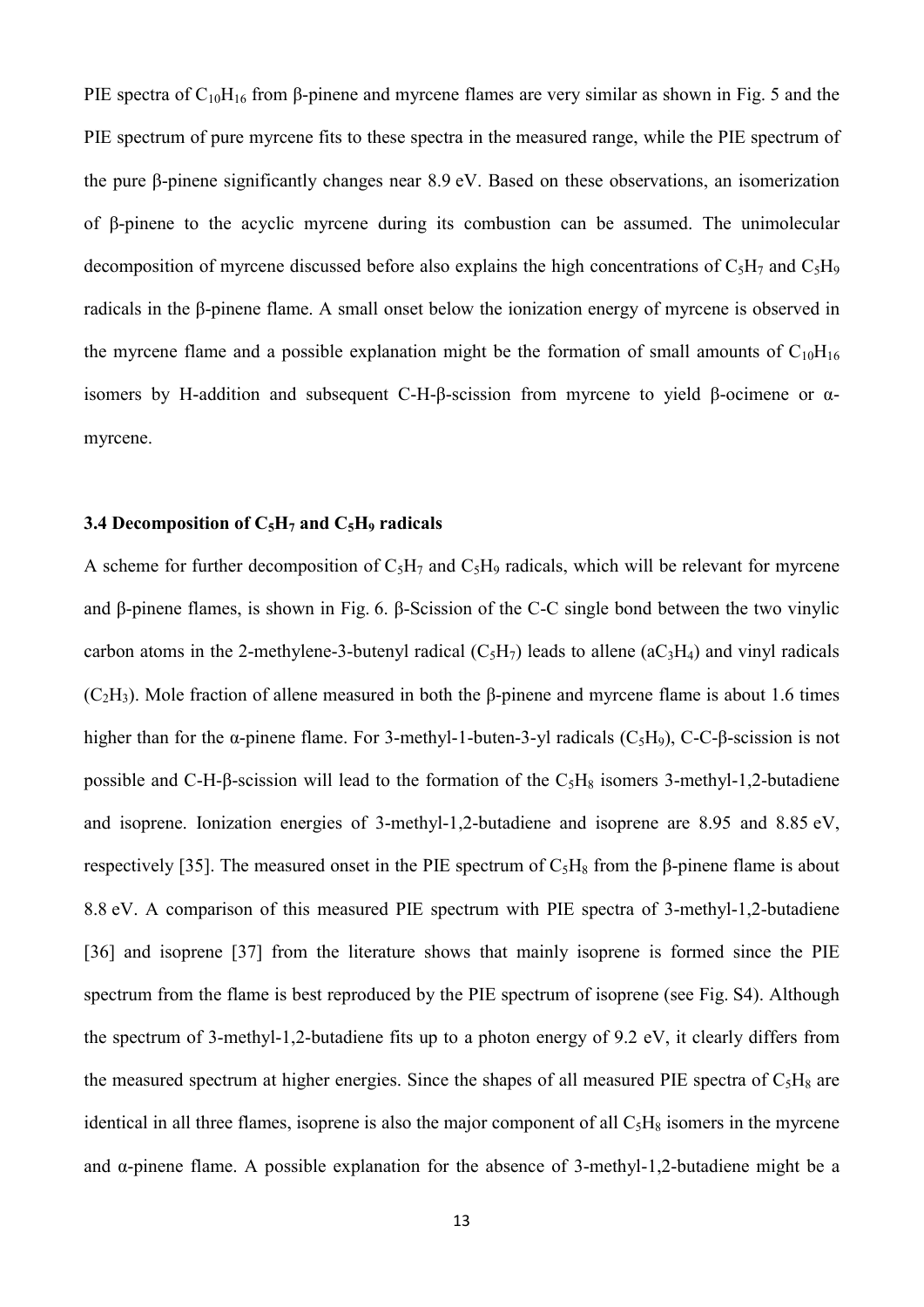PIE spectra of $C_{10}H_{16}$ from β-pinene and myrcene flames are very similar as shown in Fig. 5 and the PIE spectrum of pure myrcene fits to these spectra in the measured range, while the PIE spectrum of the pure β-pinene significantly changes near 8.9 eV. Based on these observations, an isomerization of β-pinene to the acyclic myrcene during its combustion can be assumed. The unimolecular decomposition of myrcene discussed before also explains the high concentrations of $C_5H_7$ and $C_5H_9$ radicals in the β-pinene flame. A small onset below the ionization energy of myrcene is observed in the myrcene flame and a possible explanation might be the formation of small amounts of $C_{10}H_{16}$ isomers by H-addition and subsequent C-H-β-scission from myrcene to yield β-ocimene or α-myrcene.

### 3.4 Decomposition of $C_5H_7$ and $C_5H_9$ radicals

A scheme for further decomposition of $C_5H_7$ and $C_5H_9$ radicals, which will be relevant for myrcene and β-pinene flames, is shown in Fig. 6. β-Scission of the C-C single bond between the two vinylic carbon atoms in the 2-methylene-3-butenyl radical ($C_5H_7$) leads to allene ($aC_3H_4$) and vinyl radicals ($C_2H_3$). Mole fraction of allene measured in both the β-pinene and myrcene flame is about 1.6 times higher than for the α-pinene flame. For 3-methyl-1-buten-3-yl radicals ($C_5H_9$), C-C-β-scission is not possible and C-H-β-scission will lead to the formation of the $C_5H_8$ isomers 3-methyl-1,2-butadiene and isoprene. Ionization energies of 3-methyl-1,2-butadiene and isoprene are 8.95 and 8.85 eV, respectively [35]. The measured onset in the PIE spectrum of $C_5H_8$ from the β-pinene flame is about 8.8 eV. A comparison of this measured PIE spectrum with PIE spectra of 3-methyl-1,2-butadiene [36] and isoprene [37] from the literature shows that mainly isoprene is formed since the PIE spectrum from the flame is best reproduced by the PIE spectrum of isoprene (see Fig. S4). Although the spectrum of 3-methyl-1,2-butadiene fits up to a photon energy of 9.2 eV, it clearly differs from the measured spectrum at higher energies. Since the shapes of all measured PIE spectra of $C_5H_8$ are identical in all three flames, isoprene is also the major component of all $C_5H_8$ isomers in the myrcene and α-pinene flame. A possible explanation for the absence of 3-methyl-1,2-butadiene might be a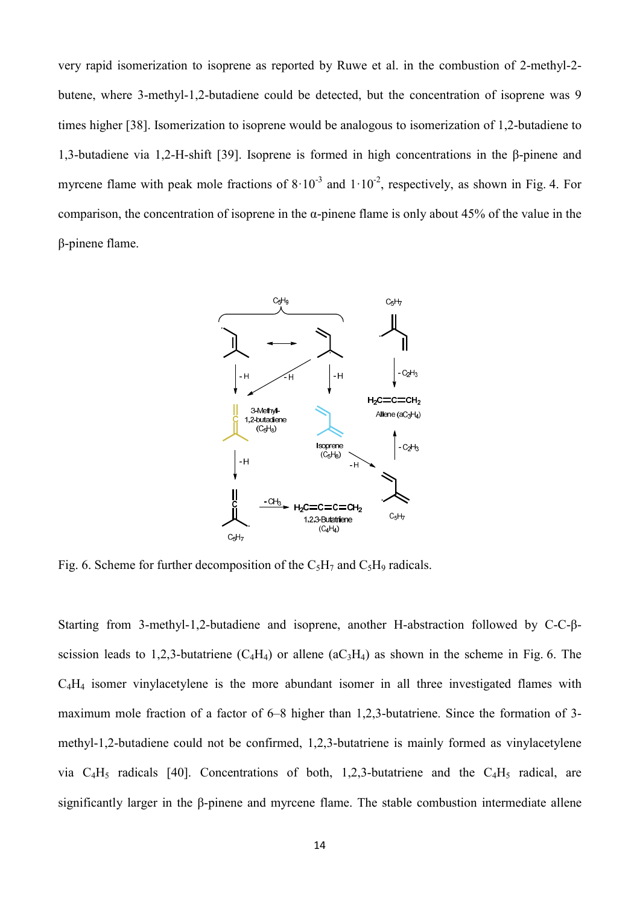very rapid isomerization to isoprene as reported by Ruwe et al. in the combustion of 2-methyl-2-butene, where 3-methyl-1,2-butadiene could be detected, but the concentration of isoprene was 9 times higher [38]. Isomerization to isoprene would be analogous to isomerization of 1,2-butadiene to 1,3-butadiene via 1,2-H-shift [39]. Isoprene is formed in high concentrations in the β-pinene and myrcene flame with peak mole fractions of $8 \cdot 10^{-3}$ and $1 \cdot 10^{-2}$, respectively, as shown in Fig. 4. For comparison, the concentration of isoprene in the α-pinene flame is only about 45% of the value in the β-pinene flame.

Fig. 6. Scheme for further decomposition of the $C_5H_7$ and $C_5H_9$ radicals.

Starting from 3-methyl-1,2-butadiene and isoprene, another H-abstraction followed by C-C-β-scission leads to 1,2,3-butatriene ($C_4H_4$) or allene ($aC_3H_4$) as shown in the scheme in Fig. 6. The $C_4H_4$ isomer vinylacetylene is the more abundant isomer in all three investigated flames with maximum mole fraction of a factor of 6–8 higher than 1,2,3-butatriene. Since the formation of 3-methyl-1,2-butadiene could not be confirmed, 1,2,3-butatriene is mainly formed as vinylacetylene via $C_4H_5$ radicals [40]. Concentrations of both, 1,2,3-butatriene and the $C_4H_5$ radical, are significantly larger in the β-pinene and myrcene flame. The stable combustion intermediate allene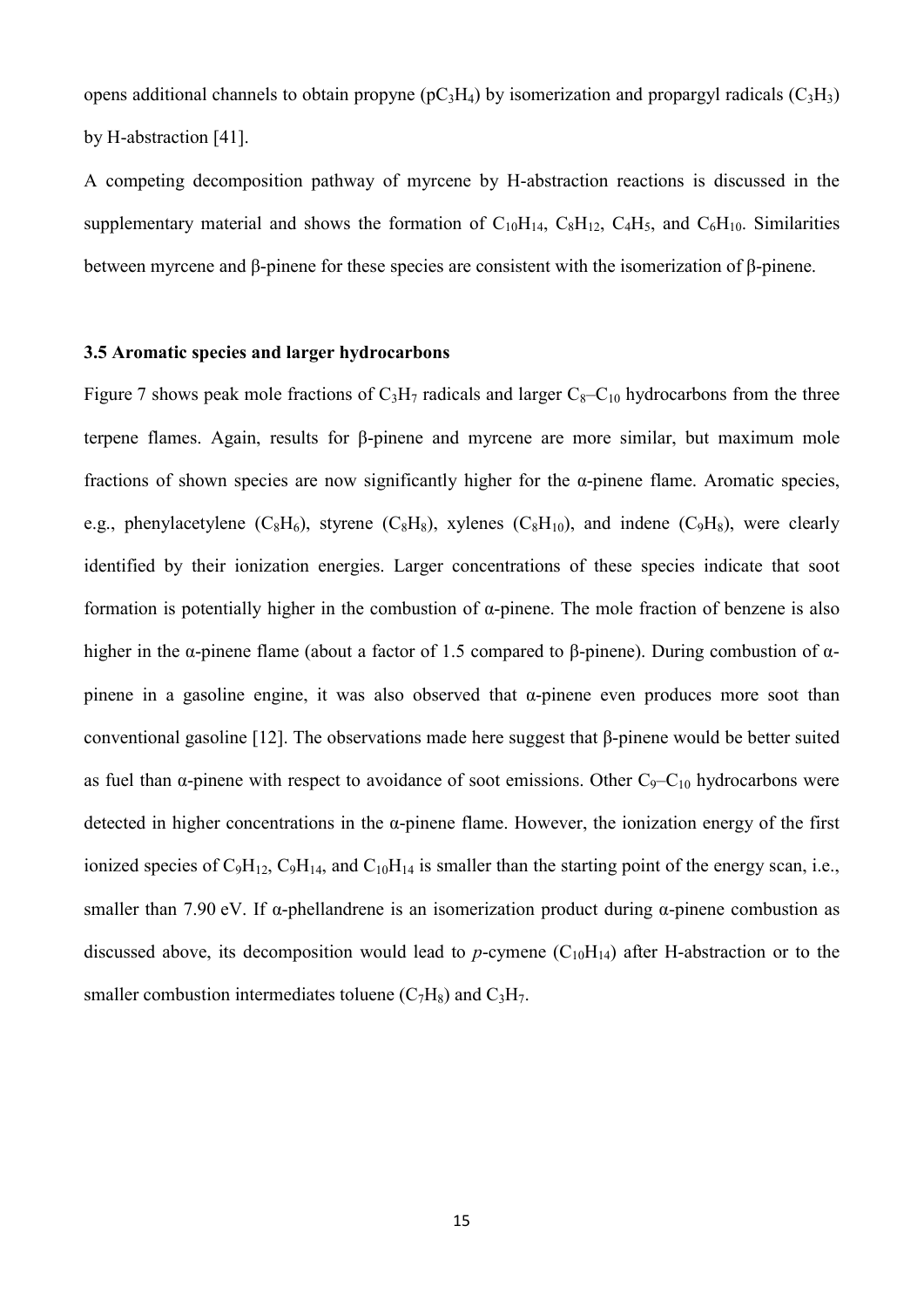opens additional channels to obtain propyne ($pC_3H_4$) by isomerization and propargyl radicals ($C_3H_3$) by H-abstraction [41].

A competing decomposition pathway of myrcene by H-abstraction reactions is discussed in the supplementary material and shows the formation of $C_{10}H_{14}$, $C_8H_{12}$, $C_4H_5$, and $C_6H_{10}$. Similarities between myrcene and β-pinene for these species are consistent with the isomerization of β-pinene.

### 3.5 Aromatic species and larger hydrocarbons

Figure 7 shows peak mole fractions of $C_3H_7$ radicals and larger $C_8$–$C_{10}$ hydrocarbons from the three terpene flames. Again, results for β-pinene and myrcene are more similar, but maximum mole fractions of shown species are now significantly higher for the α-pinene flame. Aromatic species, e.g., phenylacetylene ($C_8H_6$), styrene ($C_8H_8$), xylenes ($C_8H_{10}$), and indene ($C_9H_8$), were clearly identified by their ionization energies. Larger concentrations of these species indicate that soot formation is potentially higher in the combustion of α-pinene. The mole fraction of benzene is also higher in the α-pinene flame (about a factor of 1.5 compared to β-pinene). During combustion of α-pinene in a gasoline engine, it was also observed that α-pinene even produces more soot than conventional gasoline [12]. The observations made here suggest that β-pinene would be better suited as fuel than α-pinene with respect to avoidance of soot emissions. Other $C_9$–$C_{10}$ hydrocarbons were detected in higher concentrations in the α-pinene flame. However, the ionization energy of the first ionized species of $C_9H_{12}$, $C_9H_{14}$, and $C_{10}H_{14}$ is smaller than the starting point of the energy scan, i.e., smaller than 7.90 eV. If α-phellandrene is an isomerization product during α-pinene combustion as discussed above, its decomposition would lead to *p*-cymene ($C_{10}H_{14}$) after H-abstraction or to the smaller combustion intermediates toluene ($C_7H_8$) and $C_3H_7$.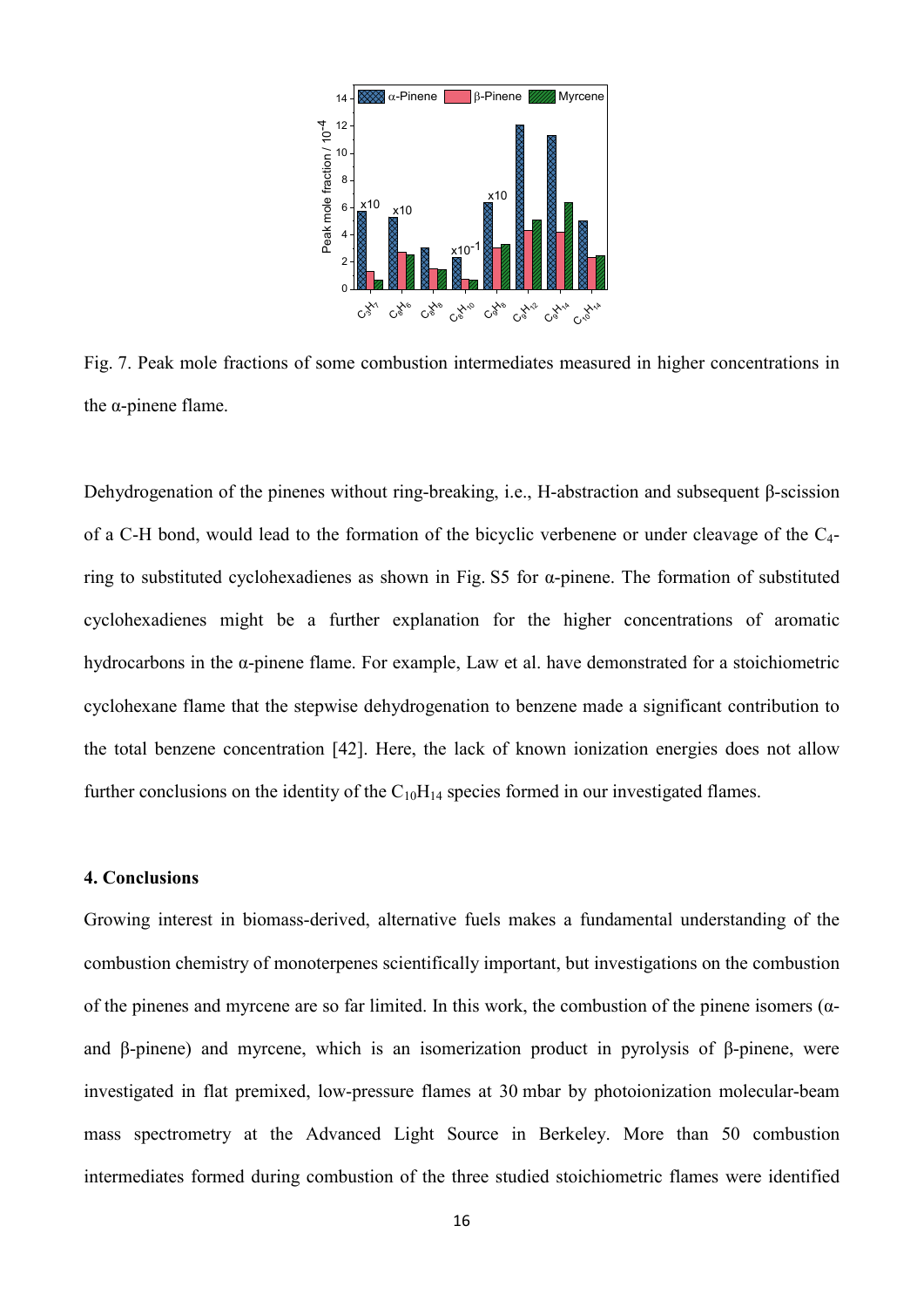Fig. 7. Peak mole fractions of some combustion intermediates measured in higher concentrations in the α-pinene flame.

Dehydrogenation of the pinenes without ring-breaking, i.e., H-abstraction and subsequent β-scission of a C-H bond, would lead to the formation of the bicyclic verbenene or under cleavage of the $C_4$-ring to substituted cyclohexadienes as shown in Fig. S5 for α-pinene. The formation of substituted cyclohexadienes might be a further explanation for the higher concentrations of aromatic hydrocarbons in the α-pinene flame. For example, Law et al. have demonstrated for a stoichiometric cyclohexane flame that the stepwise dehydrogenation to benzene made a significant contribution to the total benzene concentration [42]. Here, the lack of known ionization energies does not allow further conclusions on the identity of the $C_{10}H_{14}$ species formed in our investigated flames.

### 4. Conclusions

Growing interest in biomass-derived, alternative fuels makes a fundamental understanding of the combustion chemistry of monoterpenes scientifically important, but investigations on the combustion of the pinenes and myrcene are so far limited. In this work, the combustion of the pinene isomers (α- and β-pinene) and myrcene, which is an isomerization product in pyrolysis of β-pinene, were investigated in flat premixed, low-pressure flames at 30 mbar by photoionization molecular-beam mass spectrometry at the Advanced Light Source in Berkeley. More than 50 combustion intermediates formed during combustion of the three studied stoichiometric flames were identified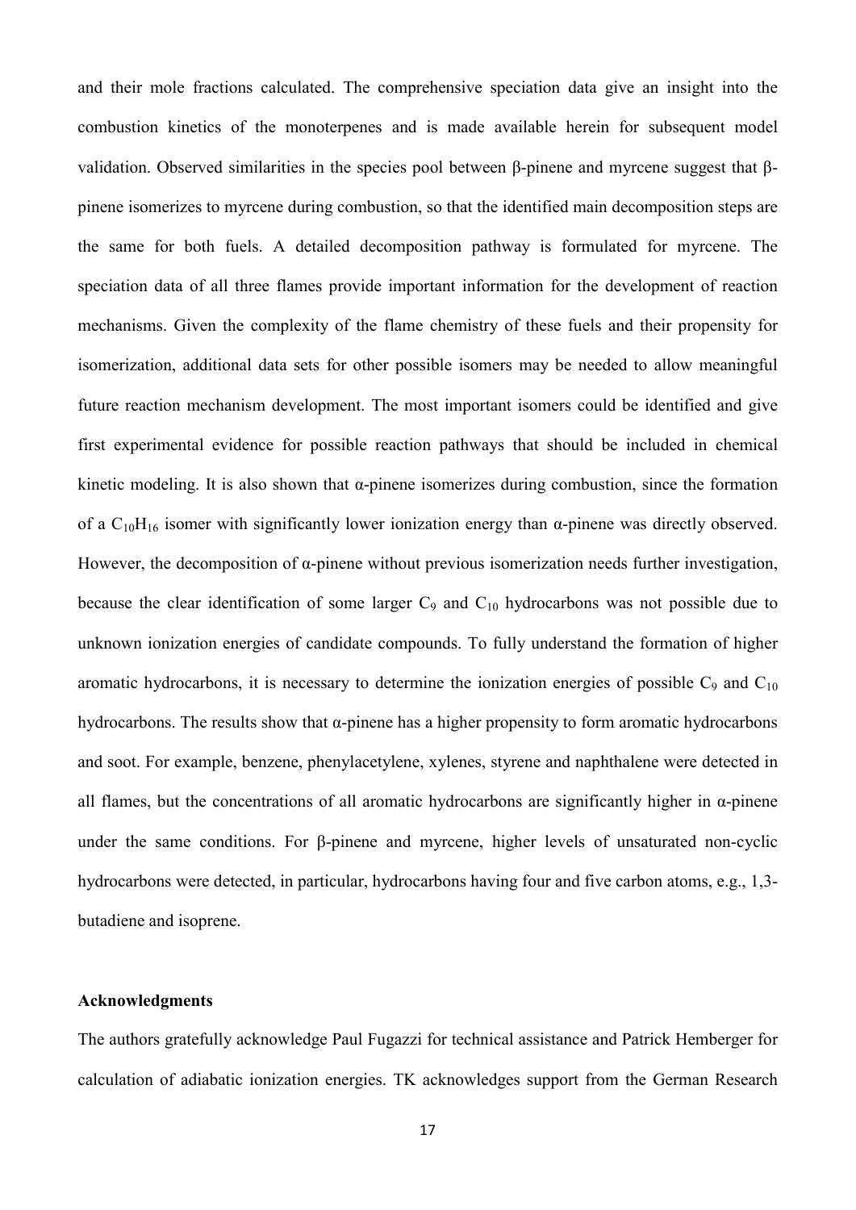and their mole fractions calculated. The comprehensive speciation data give an insight into the combustion kinetics of the monoterpenes and is made available herein for subsequent model validation. Observed similarities in the species pool between β-pinene and myrcene suggest that β-pinene isomerizes to myrcene during combustion, so that the identified main decomposition steps are the same for both fuels. A detailed decomposition pathway is formulated for myrcene. The speciation data of all three flames provide important information for the development of reaction mechanisms. Given the complexity of the flame chemistry of these fuels and their propensity for isomerization, additional data sets for other possible isomers may be needed to allow meaningful future reaction mechanism development. The most important isomers could be identified and give first experimental evidence for possible reaction pathways that should be included in chemical kinetic modeling. It is also shown that α-pinene isomerizes during combustion, since the formation of a $C_{10}H_{16}$ isomer with significantly lower ionization energy than α-pinene was directly observed. However, the decomposition of α-pinene without previous isomerization needs further investigation, because the clear identification of some larger $C_9$ and $C_{10}$ hydrocarbons was not possible due to unknown ionization energies of candidate compounds. To fully understand the formation of higher aromatic hydrocarbons, it is necessary to determine the ionization energies of possible $C_9$ and $C_{10}$ hydrocarbons. The results show that α-pinene has a higher propensity to form aromatic hydrocarbons and soot. For example, benzene, phenylacetylene, xylenes, styrene and naphthalene were detected in all flames, but the concentrations of all aromatic hydrocarbons are significantly higher in α-pinene under the same conditions. For β-pinene and myrcene, higher levels of unsaturated non-cyclic hydrocarbons were detected, in particular, hydrocarbons having four and five carbon atoms, e.g., 1,3-butadiene and isoprene.

## Acknowledgments

The authors gratefully acknowledge Paul Fugazzi for technical assistance and Patrick Hemberger for calculation of adiabatic ionization energies. TK acknowledges support from the German Research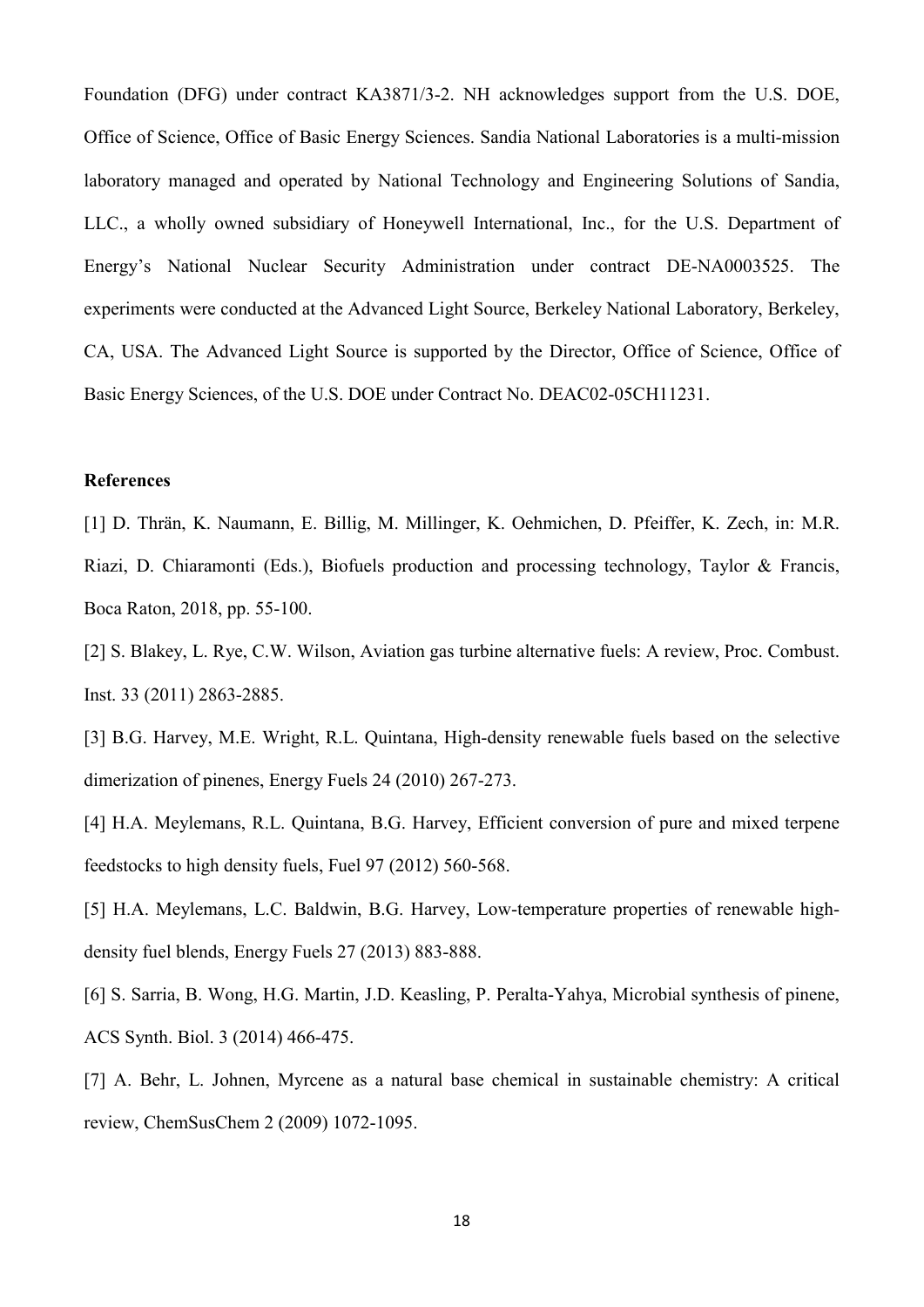Foundation (DFG) under contract KA3871/3-2. NH acknowledges support from the U.S. DOE, Office of Science, Office of Basic Energy Sciences. Sandia National Laboratories is a multi-mission laboratory managed and operated by National Technology and Engineering Solutions of Sandia, LLC., a wholly owned subsidiary of Honeywell International, Inc., for the U.S. Department of Energy's National Nuclear Security Administration under contract DE-NA0003525. The experiments were conducted at the Advanced Light Source, Berkeley National Laboratory, Berkeley, CA, USA. The Advanced Light Source is supported by the Director, Office of Science, Office of Basic Energy Sciences, of the U.S. DOE under Contract No. DEAC02-05CH11231.

**References**

[1] D. Thrän, K. Naumann, E. Billig, M. Millinger, K. Oehmichen, D. Pfeiffer, K. Zech, in: M.R. Riazi, D. Chiaramonti (Eds.), Biofuels production and processing technology, Taylor & Francis, Boca Raton, 2018, pp. 55-100.

[2] S. Blakey, L. Rye, C.W. Wilson, Aviation gas turbine alternative fuels: A review, Proc. Combust. Inst. 33 (2011) 2863-2885.

[3] B.G. Harvey, M.E. Wright, R.L. Quintana, High-density renewable fuels based on the selective dimerization of pinenes, Energy Fuels 24 (2010) 267-273.

[4] H.A. Meylemans, R.L. Quintana, B.G. Harvey, Efficient conversion of pure and mixed terpene feedstocks to high density fuels, Fuel 97 (2012) 560-568.

[5] H.A. Meylemans, L.C. Baldwin, B.G. Harvey, Low-temperature properties of renewable high-density fuel blends, Energy Fuels 27 (2013) 883-888.

[6] S. Sarria, B. Wong, H.G. Martin, J.D. Keasling, P. Peralta-Yahya, Microbial synthesis of pinene, ACS Synth. Biol. 3 (2014) 466-475.

[7] A. Behr, L. Johnen, Myrcene as a natural base chemical in sustainable chemistry: A critical review, ChemSusChem 2 (2009) 1072-1095.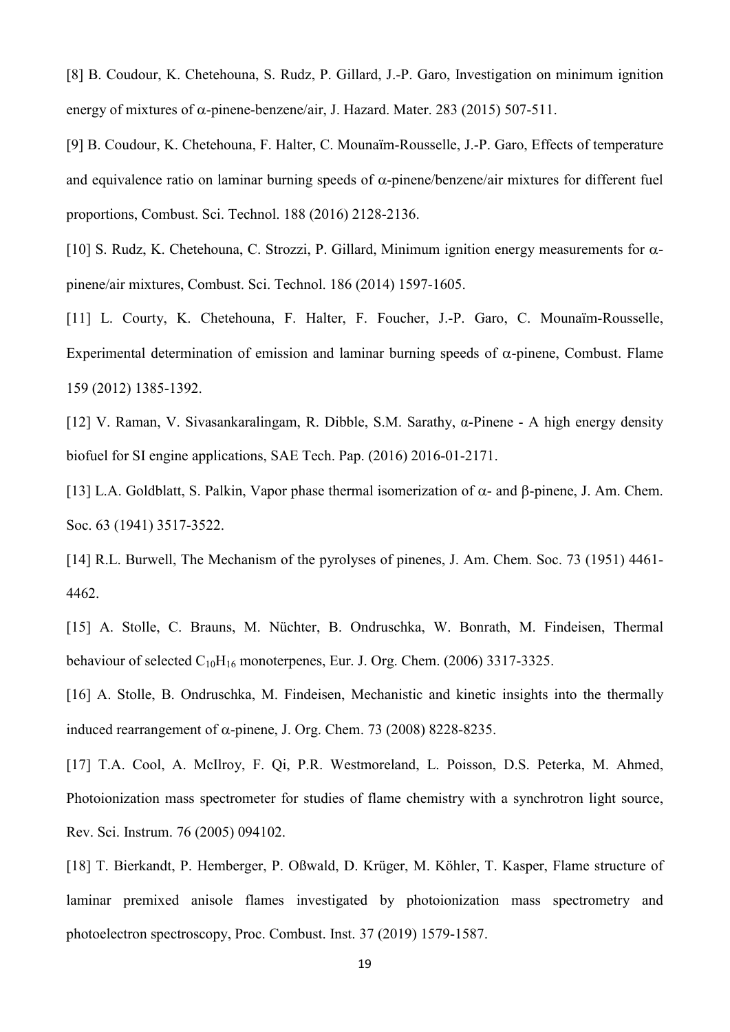[8] B. Coudour, K. Chetehouna, S. Rudz, P. Gillard, J.-P. Garo, Investigation on minimum ignition energy of mixtures of $\alpha$-pinene-benzene/air, J. Hazard. Mater. 283 (2015) 507-511.

[9] B. Coudour, K. Chetehouna, F. Halter, C. Mounaïm-Rousselle, J.-P. Garo, Effects of temperature and equivalence ratio on laminar burning speeds of $\alpha$-pinene/benzene/air mixtures for different fuel proportions, Combust. Sci. Technol. 188 (2016) 2128-2136.

[10] S. Rudz, K. Chetehouna, C. Strozzi, P. Gillard, Minimum ignition energy measurements for $\alpha$-pinene/air mixtures, Combust. Sci. Technol. 186 (2014) 1597-1605.

[11] L. Courty, K. Chetehouna, F. Halter, F. Foucher, J.-P. Garo, C. Mounaïm-Rousselle, Experimental determination of emission and laminar burning speeds of $\alpha$-pinene, Combust. Flame 159 (2012) 1385-1392.

[12] V. Raman, V. Sivasankaralingam, R. Dibble, S.M. Sarathy, $\alpha$-Pinene - A high energy density biofuel for SI engine applications, SAE Tech. Pap. (2016) 2016-01-2171.

[13] L.A. Goldblatt, S. Palkin, Vapor phase thermal isomerization of $\alpha$- and $\beta$-pinene, J. Am. Chem. Soc. 63 (1941) 3517-3522.

[14] R.L. Burwell, The Mechanism of the pyrolyses of pinenes, J. Am. Chem. Soc. 73 (1951) 4461-4462.

[15] A. Stolle, C. Brauns, M. Nüchter, B. Ondruschka, W. Bonrath, M. Findeisen, Thermal behaviour of selected $C_{10}H_{16}$ monoterpenes, Eur. J. Org. Chem. (2006) 3317-3325.

[16] A. Stolle, B. Ondruschka, M. Findeisen, Mechanistic and kinetic insights into the thermally induced rearrangement of $\alpha$-pinene, J. Org. Chem. 73 (2008) 8228-8235.

[17] T.A. Cool, A. McIlroy, F. Qi, P.R. Westmoreland, L. Poisson, D.S. Peterka, M. Ahmed, Photoionization mass spectrometer for studies of flame chemistry with a synchrotron light source, Rev. Sci. Instrum. 76 (2005) 094102.

[18] T. Bierkandt, P. Hemberger, P. Oßwald, D. Krüger, M. Köhler, T. Kasper, Flame structure of laminar premixed anisole flames investigated by photoionization mass spectrometry and photoelectron spectroscopy, Proc. Combust. Inst. 37 (2019) 1579-1587.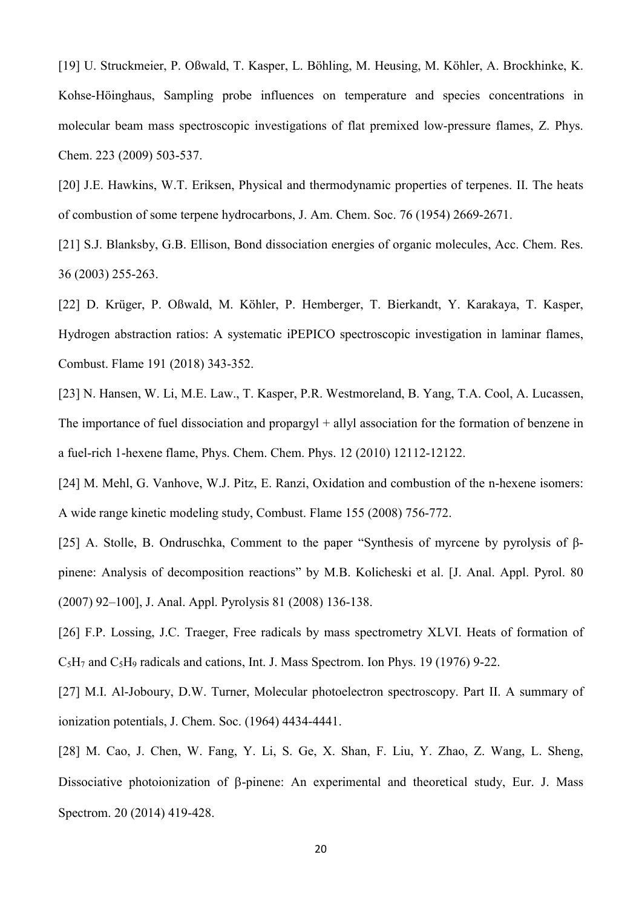[19] U. Struckmeier, P. Oßwald, T. Kasper, L. Böhling, M. Heusing, M. Köhler, A. Brockhinke, K. Kohse-Höinghaus, Sampling probe influences on temperature and species concentrations in molecular beam mass spectroscopic investigations of flat premixed low-pressure flames, Z. Phys. Chem. 223 (2009) 503-537.

[20] J.E. Hawkins, W.T. Eriksen, Physical and thermodynamic properties of terpenes. II. The heats of combustion of some terpene hydrocarbons, J. Am. Chem. Soc. 76 (1954) 2669-2671.

[21] S.J. Blanksby, G.B. Ellison, Bond dissociation energies of organic molecules, Acc. Chem. Res. 36 (2003) 255-263.

[22] D. Krüger, P. Oßwald, M. Köhler, P. Hemberger, T. Bierkandt, Y. Karakaya, T. Kasper, Hydrogen abstraction ratios: A systematic iPEPICO spectroscopic investigation in laminar flames, Combust. Flame 191 (2018) 343-352.

[23] N. Hansen, W. Li, M.E. Law., T. Kasper, P.R. Westmoreland, B. Yang, T.A. Cool, A. Lucassen, The importance of fuel dissociation and propargyl + allyl association for the formation of benzene in a fuel-rich 1-hexene flame, Phys. Chem. Chem. Phys. 12 (2010) 12112-12122.

[24] M. Mehl, G. Vanhove, W.J. Pitz, E. Ranzi, Oxidation and combustion of the n-hexene isomers: A wide range kinetic modeling study, Combust. Flame 155 (2008) 756-772.

[25] A. Stolle, B. Ondruschka, Comment to the paper "Synthesis of myrcene by pyrolysis of β-pinene: Analysis of decomposition reactions" by M.B. Kolicheski et al. [J. Anal. Appl. Pyrol. 80 (2007) 92–100], J. Anal. Appl. Pyrolysis 81 (2008) 136-138.

[26] F.P. Lossing, J.C. Traeger, Free radicals by mass spectrometry XLVI. Heats of formation of $C_5H_7$ and $C_5H_9$ radicals and cations, Int. J. Mass Spectrom. Ion Phys. 19 (1976) 9-22.

[27] M.I. Al-Joboury, D.W. Turner, Molecular photoelectron spectroscopy. Part II. A summary of ionization potentials, J. Chem. Soc. (1964) 4434-4441.

[28] M. Cao, J. Chen, W. Fang, Y. Li, S. Ge, X. Shan, F. Liu, Y. Zhao, Z. Wang, L. Sheng, Dissociative photoionization of β-pinene: An experimental and theoretical study, Eur. J. Mass Spectrom. 20 (2014) 419-428.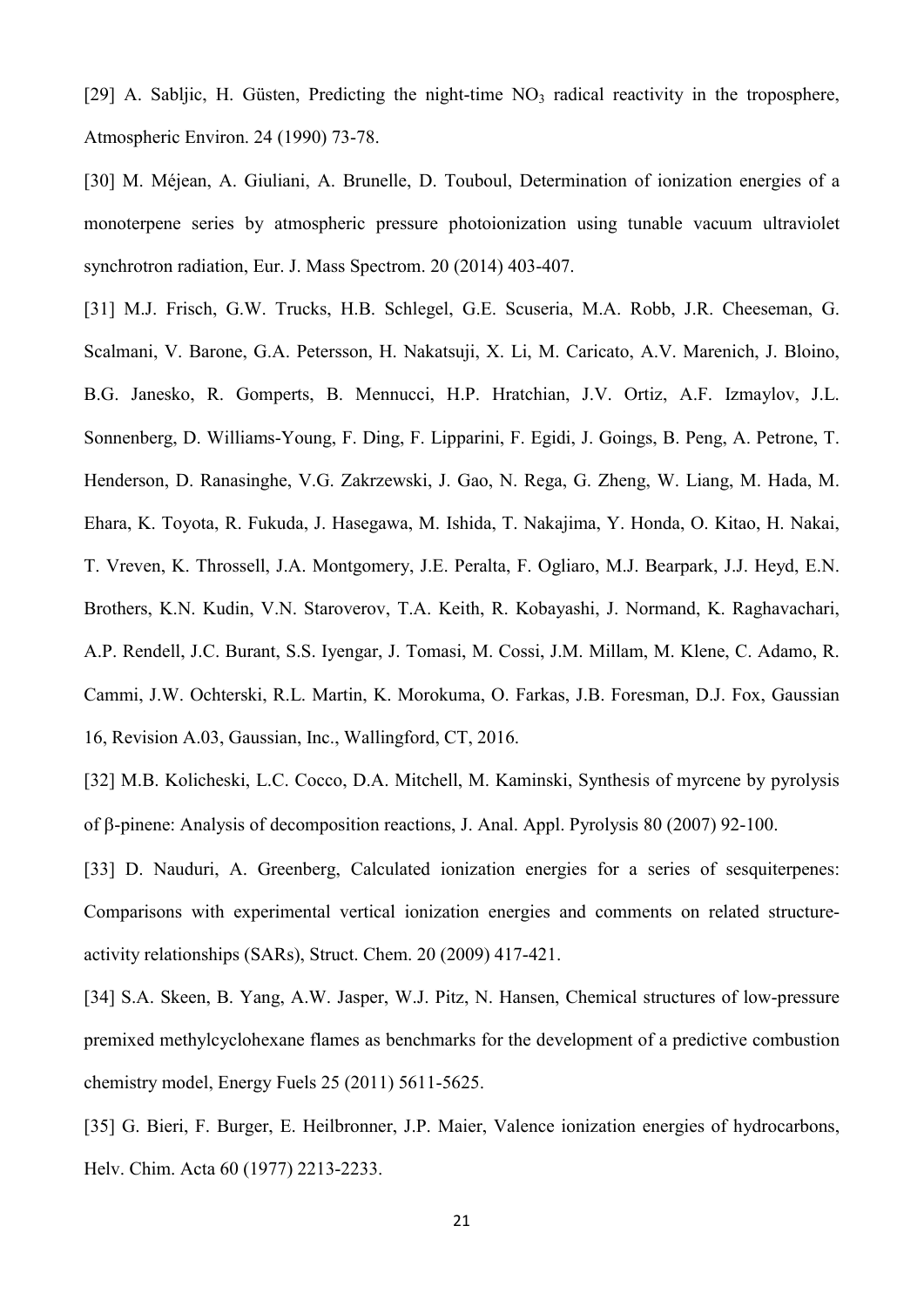[29] A. Sabljic, H. Güsten, Predicting the night-time $NO_3$ radical reactivity in the troposphere, Atmospheric Environ. 24 (1990) 73-78.

[30] M. Méjean, A. Giuliani, A. Brunelle, D. Touboul, Determination of ionization energies of a monoterpene series by atmospheric pressure photoionization using tunable vacuum ultraviolet synchrotron radiation, Eur. J. Mass Spectrom. 20 (2014) 403-407.

[31] M.J. Frisch, G.W. Trucks, H.B. Schlegel, G.E. Scuseria, M.A. Robb, J.R. Cheeseman, G. Scalmani, V. Barone, G.A. Petersson, H. Nakatsuji, X. Li, M. Caricato, A.V. Marenich, J. Bloino, B.G. Janesko, R. Gomperts, B. Mennucci, H.P. Hratchian, J.V. Ortiz, A.F. Izmaylov, J.L. Sonnenberg, D. Williams-Young, F. Ding, F. Lipparini, F. Egidi, J. Goings, B. Peng, A. Petrone, T. Henderson, D. Ranasinghe, V.G. Zakrzewski, J. Gao, N. Rega, G. Zheng, W. Liang, M. Hada, M. Ehara, K. Toyota, R. Fukuda, J. Hasegawa, M. Ishida, T. Nakajima, Y. Honda, O. Kitao, H. Nakai, T. Vreven, K. Throssell, J.A. Montgomery, J.E. Peralta, F. Ogliaro, M.J. Bearpark, J.J. Heyd, E.N. Brothers, K.N. Kudin, V.N. Staroverov, T.A. Keith, R. Kobayashi, J. Normand, K. Raghavachari, A.P. Rendell, J.C. Burant, S.S. Iyengar, J. Tomasi, M. Cossi, J.M. Millam, M. Klene, C. Adamo, R. Cammi, J.W. Ochterski, R.L. Martin, K. Morokuma, O. Farkas, J.B. Foresman, D.J. Fox, Gaussian 16, Revision A.03, Gaussian, Inc., Wallingford, CT, 2016.

[32] M.B. Kolicheski, L.C. Cocco, D.A. Mitchell, M. Kaminski, Synthesis of myrcene by pyrolysis of β-pinene: Analysis of decomposition reactions, J. Anal. Appl. Pyrolysis 80 (2007) 92-100.

[33] D. Nauduri, A. Greenberg, Calculated ionization energies for a series of sesquiterpenes: Comparisons with experimental vertical ionization energies and comments on related structure-activity relationships (SARs), Struct. Chem. 20 (2009) 417-421.

[34] S.A. Skeen, B. Yang, A.W. Jasper, W.J. Pitz, N. Hansen, Chemical structures of low-pressure premixed methylcyclohexane flames as benchmarks for the development of a predictive combustion chemistry model, Energy Fuels 25 (2011) 5611-5625.

[35] G. Bieri, F. Burger, E. Heilbronner, J.P. Maier, Valence ionization energies of hydrocarbons, Helv. Chim. Acta 60 (1977) 2213-2233.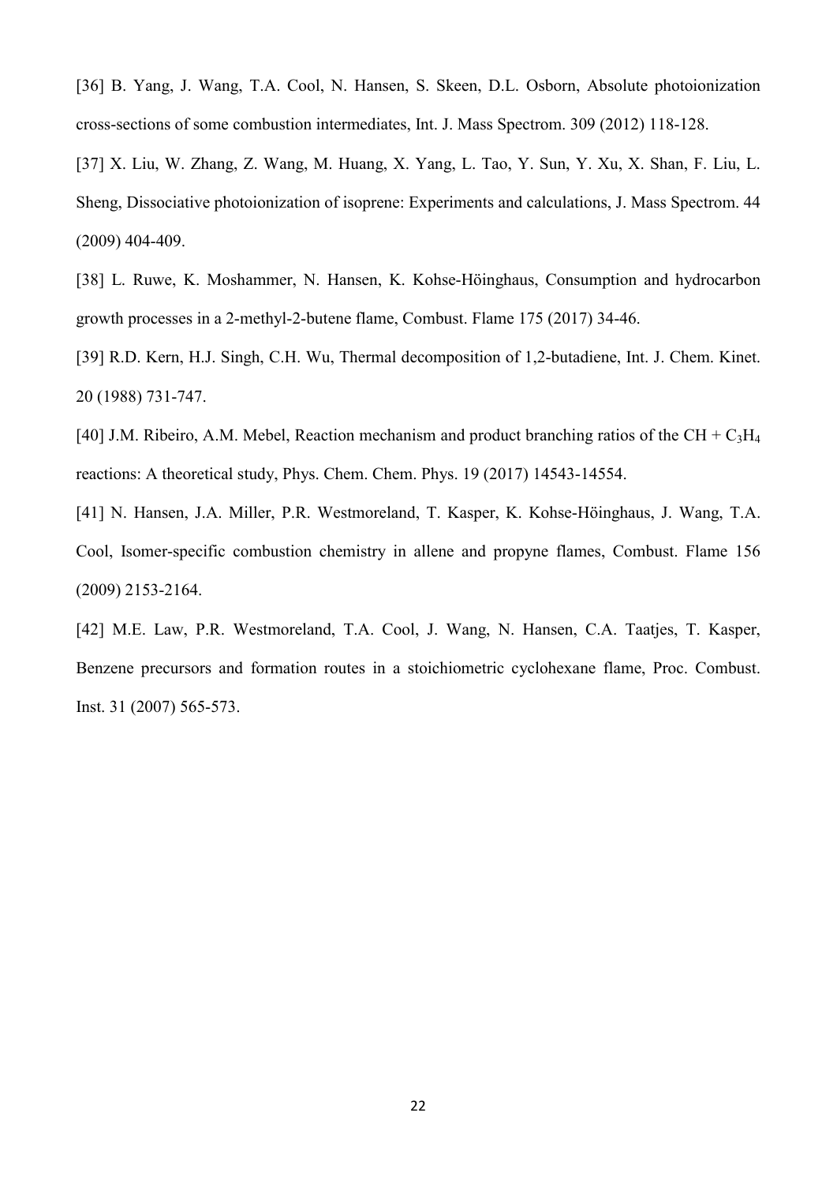[36] B. Yang, J. Wang, T.A. Cool, N. Hansen, S. Skeen, D.L. Osborn, Absolute photoionization cross-sections of some combustion intermediates, Int. J. Mass Spectrom. 309 (2012) 118-128.

[37] X. Liu, W. Zhang, Z. Wang, M. Huang, X. Yang, L. Tao, Y. Sun, Y. Xu, X. Shan, F. Liu, L. Sheng, Dissociative photoionization of isoprene: Experiments and calculations, J. Mass Spectrom. 44 (2009) 404-409.

[38] L. Ruwe, K. Moshammer, N. Hansen, K. Kohse-Höinghaus, Consumption and hydrocarbon growth processes in a 2-methyl-2-butene flame, Combust. Flame 175 (2017) 34-46.

[39] R.D. Kern, H.J. Singh, C.H. Wu, Thermal decomposition of 1,2-butadiene, Int. J. Chem. Kinet. 20 (1988) 731-747.

[40] J.M. Ribeiro, A.M. Mebel, Reaction mechanism and product branching ratios of the CH + $C_3H_4$ reactions: A theoretical study, Phys. Chem. Chem. Phys. 19 (2017) 14543-14554.

[41] N. Hansen, J.A. Miller, P.R. Westmoreland, T. Kasper, K. Kohse-Höinghaus, J. Wang, T.A. Cool, Isomer-specific combustion chemistry in allene and propyne flames, Combust. Flame 156 (2009) 2153-2164.

[42] M.E. Law, P.R. Westmoreland, T.A. Cool, J. Wang, N. Hansen, C.A. Taatjes, T. Kasper, Benzene precursors and formation routes in a stoichiometric cyclohexane flame, Proc. Combust. Inst. 31 (2007) 565-573.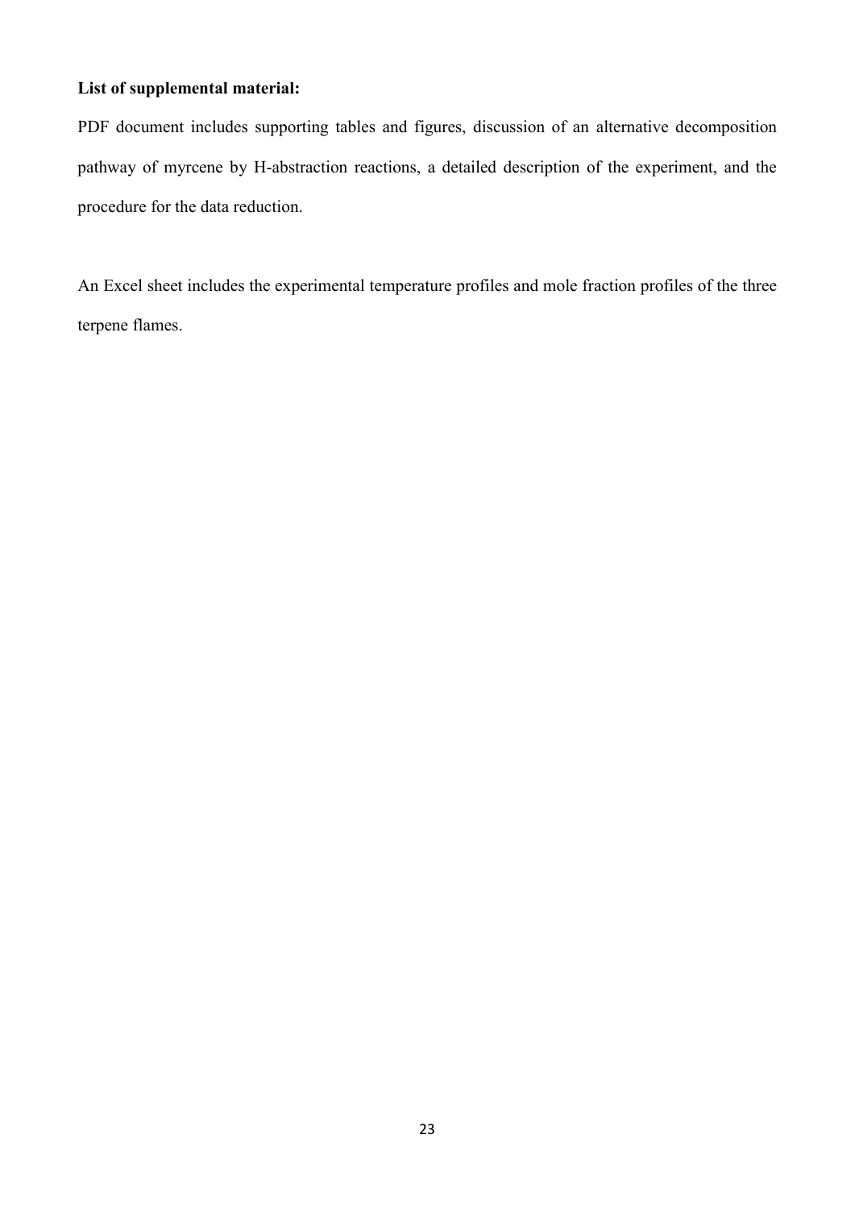**List of supplemental material:**

PDF document includes supporting tables and figures, discussion of an alternative decomposition pathway of myrcene by H-abstraction reactions, a detailed description of the experiment, and the procedure for the data reduction.

An Excel sheet includes the experimental temperature profiles and mole fraction profiles of the three terpene flames.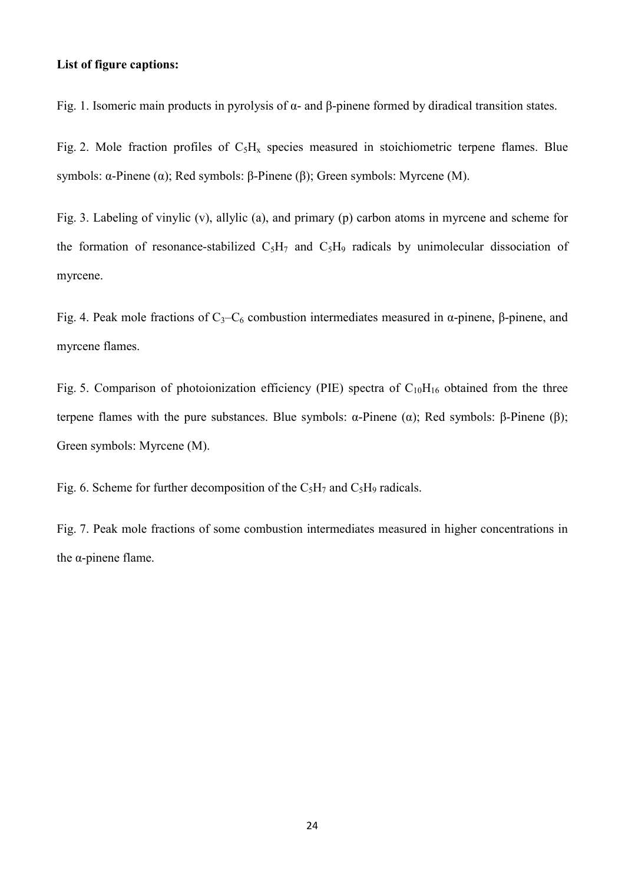**List of figure captions:**

Fig. 1. Isomeric main products in pyrolysis of α- and β-pinene formed by diradical transition states.

Fig. 2. Mole fraction profiles of $C_5H_x$ species measured in stoichiometric terpene flames. Blue symbols: α-Pinene (α); Red symbols: β-Pinene (β); Green symbols: Myrcene (M).

Fig. 3. Labeling of vinylic (v), allylic (a), and primary (p) carbon atoms in myrcene and scheme for the formation of resonance-stabilized $C_5H_7$ and $C_5H_9$ radicals by unimolecular dissociation of myrcene.

Fig. 4. Peak mole fractions of $C_3$–$C_6$ combustion intermediates measured in α-pinene, β-pinene, and myrcene flames.

Fig. 5. Comparison of photoionization efficiency (PIE) spectra of $C_{10}H_{16}$ obtained from the three terpene flames with the pure substances. Blue symbols: α-Pinene (α); Red symbols: β-Pinene (β); Green symbols: Myrcene (M).

Fig. 6. Scheme for further decomposition of the $C_5H_7$ and $C_5H_9$ radicals.

Fig. 7. Peak mole fractions of some combustion intermediates measured in higher concentrations in the α-pinene flame.